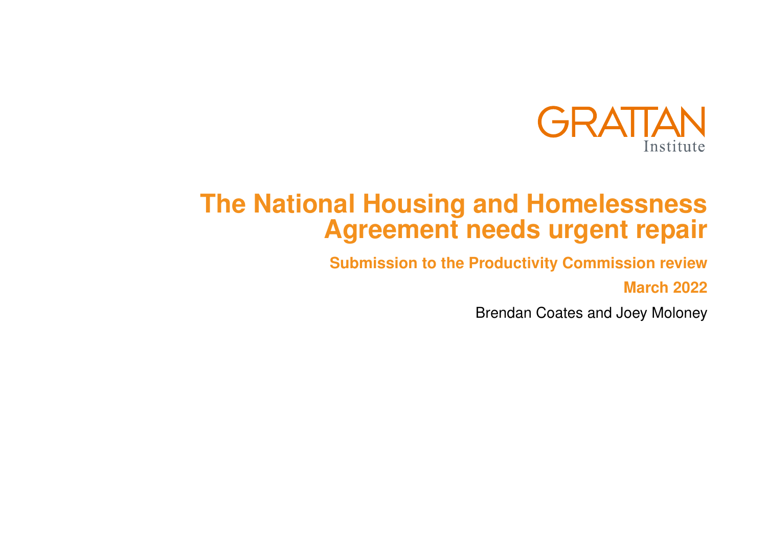GRATTAN Institute

# The National Housing and Homelessness Agreement needs urgent repair

## Submission to the Productivity Commission review

**March 2022**

Brendan Coates and Joey Moloney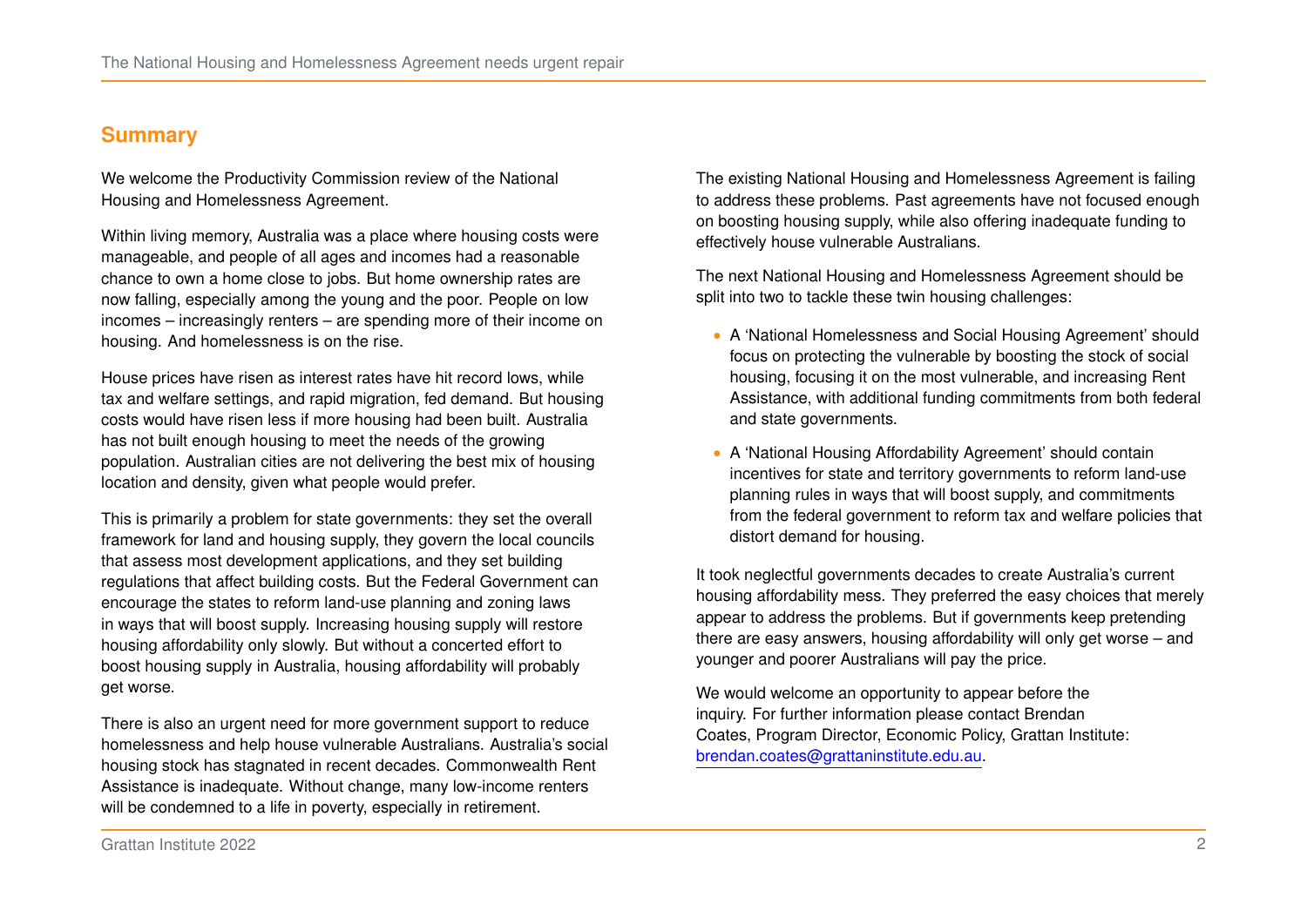## Summary

We welcome the Productivity Commission review of the National Housing and Homelessness Agreement.

Within living memory, Australia was a place where housing costs were manageable, and people of all ages and incomes had a reasonable chance to own a home close to jobs. But home ownership rates are now falling, especially among the young and the poor. People on low incomes – increasingly renters – are spending more of their income on housing. And homelessness is on the rise.

House prices have risen as interest rates have hit record lows, while tax and welfare settings, and rapid migration, fed demand. But housing costs would have risen less if more housing had been built. Australia has not built enough housing to meet the needs of the growing population. Australian cities are not delivering the best mix of housing location and density, given what people would prefer.

This is primarily a problem for state governments: they set the overall framework for land and housing supply, they govern the local councils that assess most development applications, and they set building regulations that affect building costs. But the Federal Government can encourage the states to reform land-use planning and zoning laws in ways that will boost supply. Increasing housing supply will restore housing affordability only slowly. But without a concerted effort to boost housing supply in Australia, housing affordability will probably get worse.

There is also an urgent need for more government support to reduce homelessness and help house vulnerable Australians. Australia's social housing stock has stagnated in recent decades. Commonwealth Rent Assistance is inadequate. Without change, many low-income renters will be condemned to a life in poverty, especially in retirement.

The existing National Housing and Homelessness Agreement is failing to address these problems. Past agreements have not focused enough on boosting housing supply, while also offering inadequate funding to effectively house vulnerable Australians.

The next National Housing and Homelessness Agreement should be split into two to tackle these twin housing challenges:

- A 'National Homelessness and Social Housing Agreement' should focus on protecting the vulnerable by boosting the stock of social housing, focusing it on the most vulnerable, and increasing Rent Assistance, with additional funding commitments from both federal and state governments.
- A 'National Housing Affordability Agreement' should contain incentives for state and territory governments to reform land-use planning rules in ways that will boost supply, and commitments from the federal government to reform tax and welfare policies that distort demand for housing.

It took neglectful governments decades to create Australia's current housing affordability mess. They preferred the easy choices that merely appear to address the problems. But if governments keep pretending there are easy answers, housing affordability will only get worse – and younger and poorer Australians will pay the price.

We would welcome an opportunity to appear before the inquiry. For further information please contact Brendan Coates, Program Director, Economic Policy, Grattan Institute: brendan.coates@grattaninstitute.edu.au.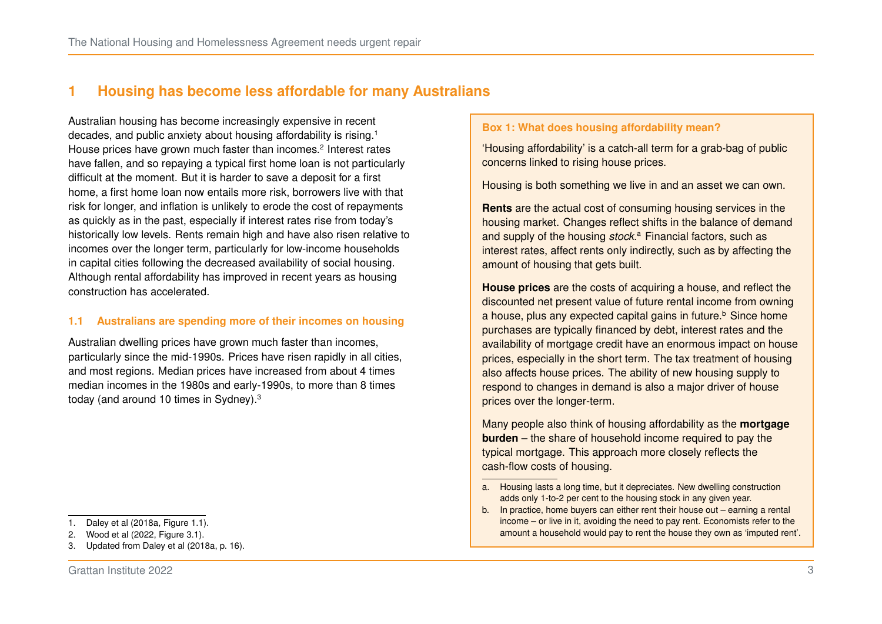# 1 Housing has become less affordable for many Australians

Australian housing has become increasingly expensive in recent decades, and public anxiety about housing affordability is rising.[1] House prices have grown much faster than incomes.[2] Interest rates have fallen, and so repaying a typical first home loan is not particularly difficult at the moment. But it is harder to save a deposit for a first home, a first home loan now entails more risk, borrowers live with that risk for longer, and inflation is unlikely to erode the cost of repayments as quickly as in the past, especially if interest rates rise from today's historically low levels. Rents remain high and have also risen relative to incomes over the longer term, particularly for low-income households in capital cities following the decreased availability of social housing. Although rental affordability has improved in recent years as housing construction has accelerated.

## 1.1 Australians are spending more of their incomes on housing

Australian dwelling prices have grown much faster than incomes, particularly since the mid-1990s. Prices have risen rapidly in all cities, and most regions. Median prices have increased from about 4 times median incomes in the 1980s and early-1990s, to more than 8 times today (and around 10 times in Sydney).[3]

1. Daley et al (2018a, Figure 1.1).
2. Wood et al (2022, Figure 3.1).
3. Updated from Daley et al (2018a, p. 16).

**Box 1: What does housing affordability mean?**

'Housing affordability' is a catch-all term for a grab-bag of public concerns linked to rising house prices.

Housing is both something we live in and an asset we can own.

**Rents** are the actual cost of consuming housing services in the housing market. Changes reflect shifts in the balance of demand and supply of the housing *stock*.[a] Financial factors, such as interest rates, affect rents only indirectly, such as by affecting the amount of housing that gets built.

**House prices** are the costs of acquiring a house, and reflect the discounted net present value of future rental income from owning a house, plus any expected capital gains in future.[b] Since home purchases are typically financed by debt, interest rates and the availability of mortgage credit have an enormous impact on house prices, especially in the short term. The tax treatment of housing also affects house prices. The ability of new housing supply to respond to changes in demand is also a major driver of house prices over the longer-term.

Many people also think of housing affordability as the **mortgage burden** – the share of household income required to pay the typical mortgage. This approach more closely reflects the cash-flow costs of housing.

a. Housing lasts a long time, but it depreciates. New dwelling construction adds only 1-to-2 per cent to the housing stock in any given year.
b. In practice, home buyers can either rent their house out – earning a rental income – or live in it, avoiding the need to pay rent. Economists refer to the amount a household would pay to rent the house they own as 'imputed rent'.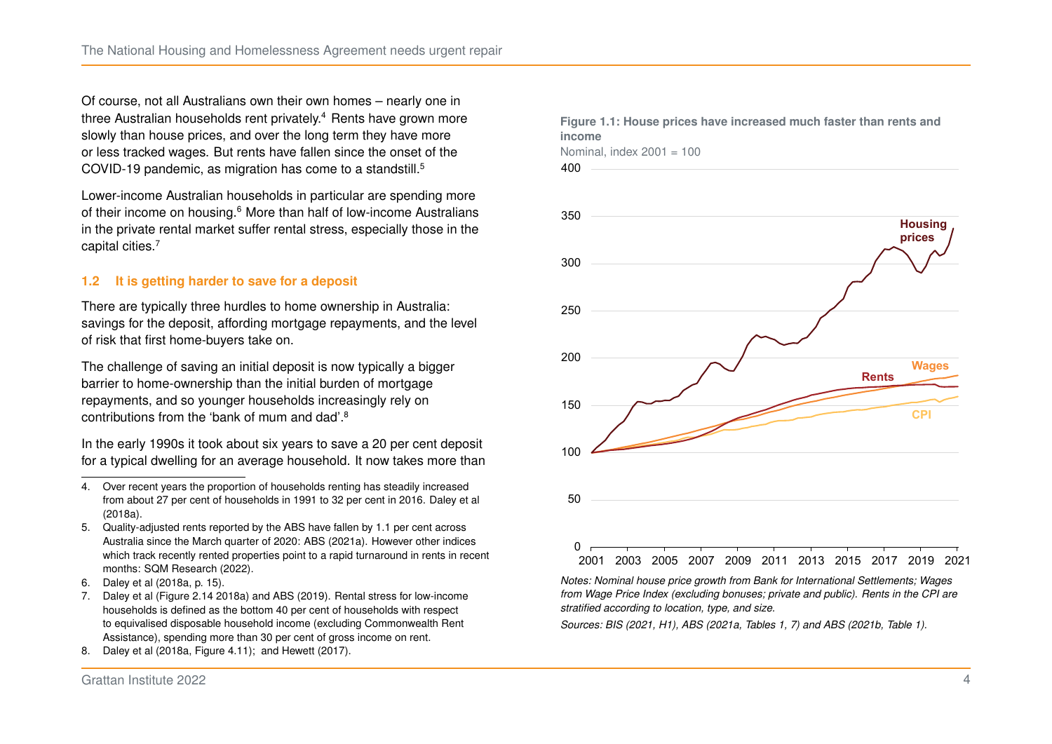Of course, not all Australians own their own homes – nearly one in three Australian households rent privately.[4] Rents have grown more slowly than house prices, and over the long term they have more or less tracked wages. But rents have fallen since the onset of the COVID-19 pandemic, as migration has come to a standstill.[5]

Lower-income Australian households in particular are spending more of their income on housing.[6] More than half of low-income Australians in the private rental market suffer rental stress, especially those in the capital cities.[7]

### 1.2 It is getting harder to save for a deposit

There are typically three hurdles to home ownership in Australia: savings for the deposit, affording mortgage repayments, and the level of risk that first home-buyers take on.

The challenge of saving an initial deposit is now typically a bigger barrier to home-ownership than the initial burden of mortgage repayments, and so younger households increasingly rely on contributions from the 'bank of mum and dad'.[8]

In the early 1990s it took about six years to save a 20 per cent deposit for a typical dwelling for an average household. It now takes more than

**Figure 1.1: House prices have increased much faster than rents and income**

Nominal, index 2001 = 100

*Notes: Nominal house price growth from Bank for International Settlements; Wages from Wage Price Index (excluding bonuses; private and public). Rents in the CPI are stratified according to location, type, and size.*

*Sources: BIS (2021, H1), ABS (2021a, Tables 1, 7) and ABS (2021b, Table 1).*

---

4. Over recent years the proportion of households renting has steadily increased from about 27 per cent of households in 1991 to 32 per cent in 2016. Daley et al (2018a).
5. Quality-adjusted rents reported by the ABS have fallen by 1.1 per cent across Australia since the March quarter of 2020: ABS (2021a). However other indices which track recently rented properties point to a rapid turnaround in rents in recent months: SQM Research (2022).
6. Daley et al (2018a, p. 15).
7. Daley et al (Figure 2.14 2018a) and ABS (2019). Rental stress for low-income households is defined as the bottom 40 per cent of households with respect to equivalised disposable household income (excluding Commonwealth Rent Assistance), spending more than 30 per cent of gross income on rent.
8. Daley et al (2018a, Figure 4.11); and Hewett (2017).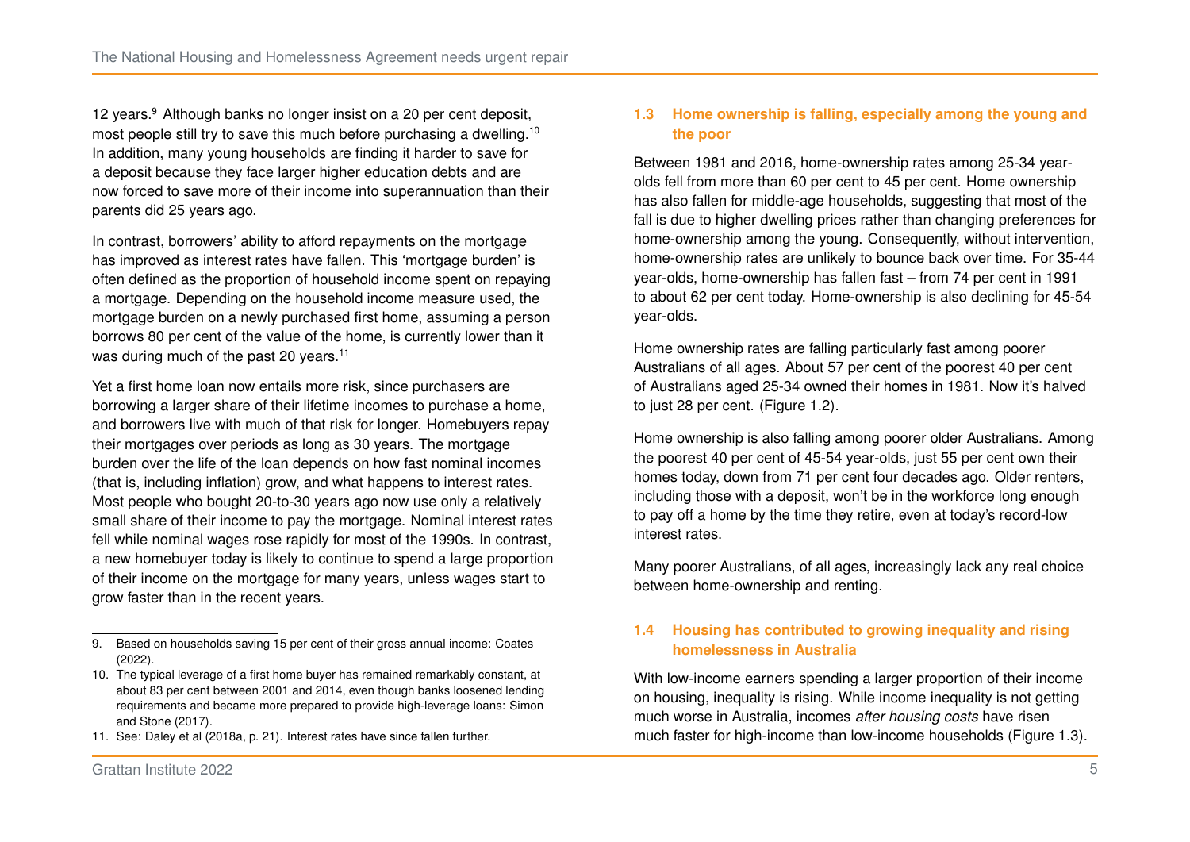12 years.[9] Although banks no longer insist on a 20 per cent deposit, most people still try to save this much before purchasing a dwelling.[10] In addition, many young households are finding it harder to save for a deposit because they face larger higher education debts and are now forced to save more of their income into superannuation than their parents did 25 years ago.

In contrast, borrowers' ability to afford repayments on the mortgage has improved as interest rates have fallen. This 'mortgage burden' is often defined as the proportion of household income spent on repaying a mortgage. Depending on the household income measure used, the mortgage burden on a newly purchased first home, assuming a person borrows 80 per cent of the value of the home, is currently lower than it was during much of the past 20 years.[11]

Yet a first home loan now entails more risk, since purchasers are borrowing a larger share of their lifetime incomes to purchase a home, and borrowers live with much of that risk for longer. Homebuyers repay their mortgages over periods as long as 30 years. The mortgage burden over the life of the loan depends on how fast nominal incomes (that is, including inflation) grow, and what happens to interest rates. Most people who bought 20-to-30 years ago now use only a relatively small share of their income to pay the mortgage. Nominal interest rates fell while nominal wages rose rapidly for most of the 1990s. In contrast, a new homebuyer today is likely to continue to spend a large proportion of their income on the mortgage for many years, unless wages start to grow faster than in the recent years.

9. Based on households saving 15 per cent of their gross annual income: Coates (2022).
10. The typical leverage of a first home buyer has remained remarkably constant, at about 83 per cent between 2001 and 2014, even though banks loosened lending requirements and became more prepared to provide high-leverage loans: Simon and Stone (2017).
11. See: Daley et al (2018a, p. 21). Interest rates have since fallen further.

## 1.3 Home ownership is falling, especially among the young and the poor

Between 1981 and 2016, home-ownership rates among 25-34 year-olds fell from more than 60 per cent to 45 per cent. Home ownership has also fallen for middle-age households, suggesting that most of the fall is due to higher dwelling prices rather than changing preferences for home-ownership among the young. Consequently, without intervention, home-ownership rates are unlikely to bounce back over time. For 35-44 year-olds, home-ownership has fallen fast – from 74 per cent in 1991 to about 62 per cent today. Home-ownership is also declining for 45-54 year-olds.

Home ownership rates are falling particularly fast among poorer Australians of all ages. About 57 per cent of the poorest 40 per cent of Australians aged 25-34 owned their homes in 1981. Now it's halved to just 28 per cent. (Figure 1.2).

Home ownership is also falling among poorer older Australians. Among the poorest 40 per cent of 45-54 year-olds, just 55 per cent own their homes today, down from 71 per cent four decades ago. Older renters, including those with a deposit, won't be in the workforce long enough to pay off a home by the time they retire, even at today's record-low interest rates.

Many poorer Australians, of all ages, increasingly lack any real choice between home-ownership and renting.

## 1.4 Housing has contributed to growing inequality and rising homelessness in Australia

With low-income earners spending a larger proportion of their income on housing, inequality is rising. While income inequality is not getting much worse in Australia, incomes *after housing costs* have risen much faster for high-income than low-income households (Figure 1.3).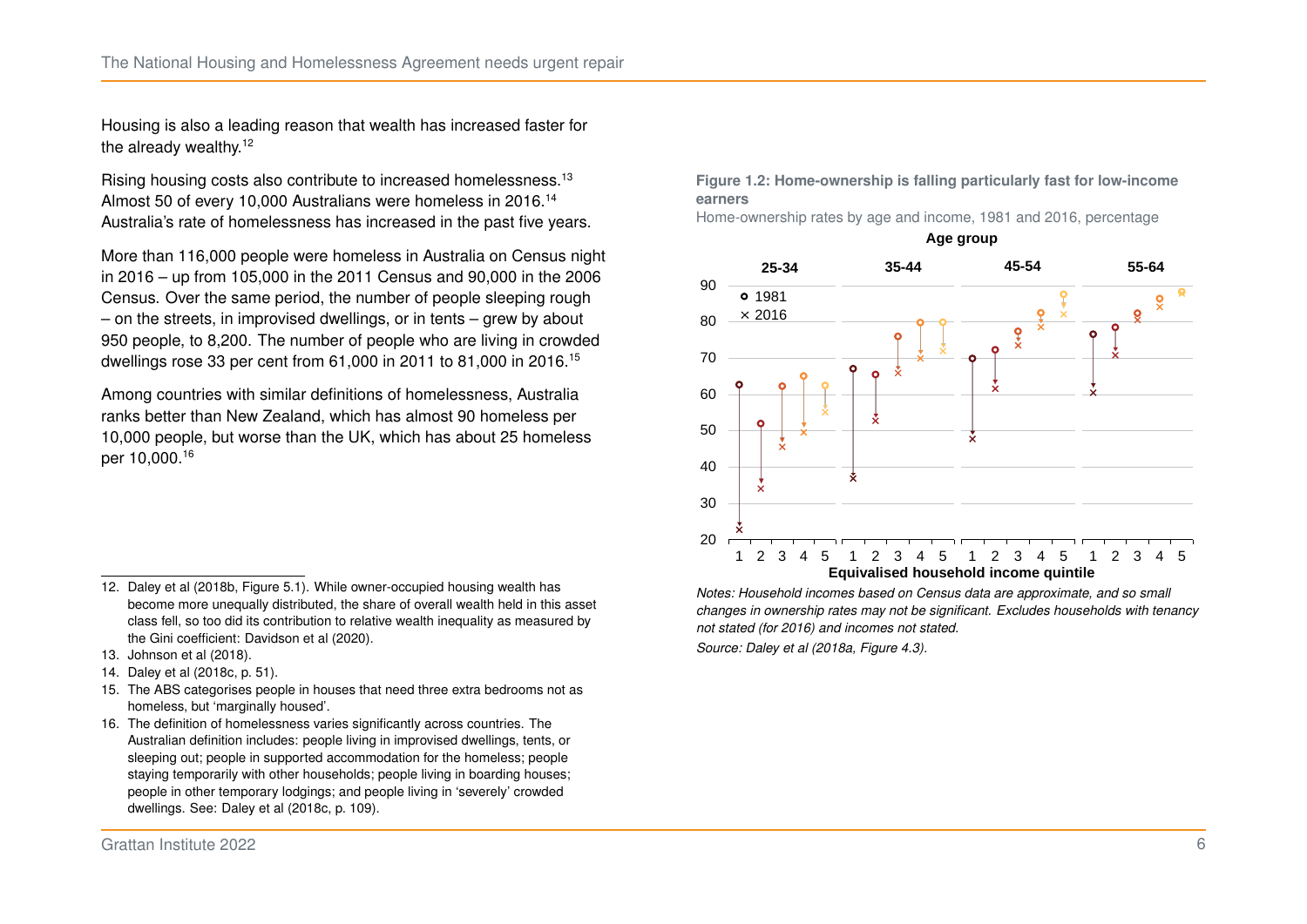Housing is also a leading reason that wealth has increased faster for the already wealthy.[12]

Rising housing costs also contribute to increased homelessness.[13] Almost 50 of every 10,000 Australians were homeless in 2016.[14] Australia's rate of homelessness has increased in the past five years.

More than 116,000 people were homeless in Australia on Census night in 2016 – up from 105,000 in the 2011 Census and 90,000 in the 2006 Census. Over the same period, the number of people sleeping rough – on the streets, in improvised dwellings, or in tents – grew by about 950 people, to 8,200. The number of people who are living in crowded dwellings rose 33 per cent from 61,000 in 2011 to 81,000 in 2016.[15]

Among countries with similar definitions of homelessness, Australia ranks better than New Zealand, which has almost 90 homeless per 10,000 people, but worse than the UK, which has about 25 homeless per 10,000.[16]

**Figure 1.2: Home-ownership is falling particularly fast for low-income earners**

Home-ownership rates by age and income, 1981 and 2016, percentage

*Notes: Household incomes based on Census data are approximate, and so small changes in ownership rates may not be significant. Excludes households with tenancy not stated (for 2016) and incomes not stated.*

*Source: Daley et al (2018a, Figure 4.3).*

---

12. Daley et al (2018b, Figure 5.1). While owner-occupied housing wealth has become more unequally distributed, the share of overall wealth held in this asset class fell, so too did its contribution to relative wealth inequality as measured by the Gini coefficient: Davidson et al (2020).
13. Johnson et al (2018).
14. Daley et al (2018c, p. 51).
15. The ABS categorises people in houses that need three extra bedrooms not as homeless, but 'marginally housed'.
16. The definition of homelessness varies significantly across countries. The Australian definition includes: people living in improvised dwellings, tents, or sleeping out; people in supported accommodation for the homeless; people staying temporarily with other households; people living in boarding houses; people in other temporary lodgings; and people living in 'severely' crowded dwellings. See: Daley et al (2018c, p. 109).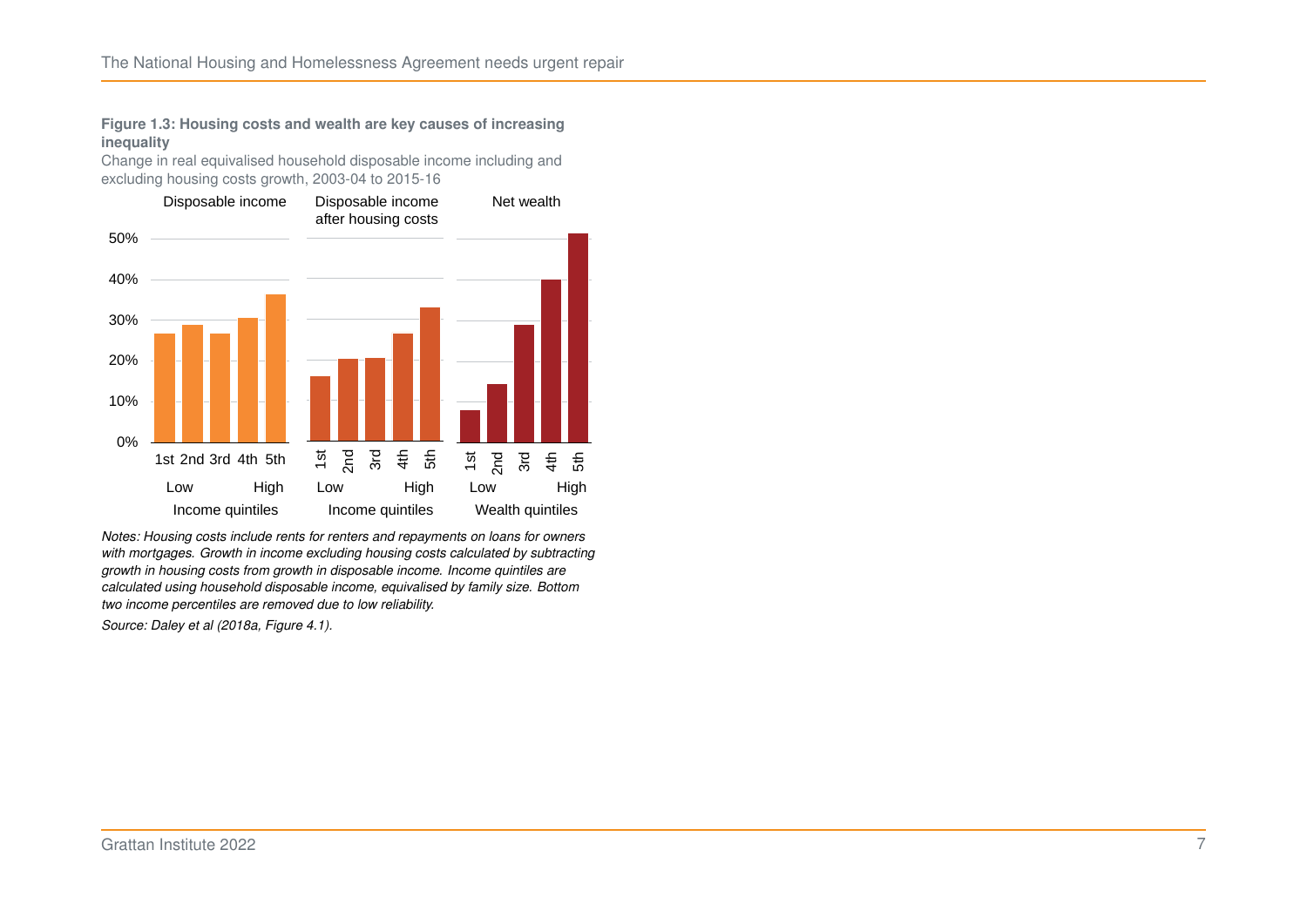**Figure 1.3: Housing costs and wealth are key causes of increasing inequality**

Change in real equivalised household disposable income including and excluding housing costs growth, 2003-04 to 2015-16

*Notes: Housing costs include rents for renters and repayments on loans for owners with mortgages. Growth in income excluding housing costs calculated by subtracting growth in housing costs from growth in disposable income. Income quintiles are calculated using household disposable income, equivalised by family size. Bottom two income percentiles are removed due to low reliability.*

*Source: Daley et al (2018a, Figure 4.1).*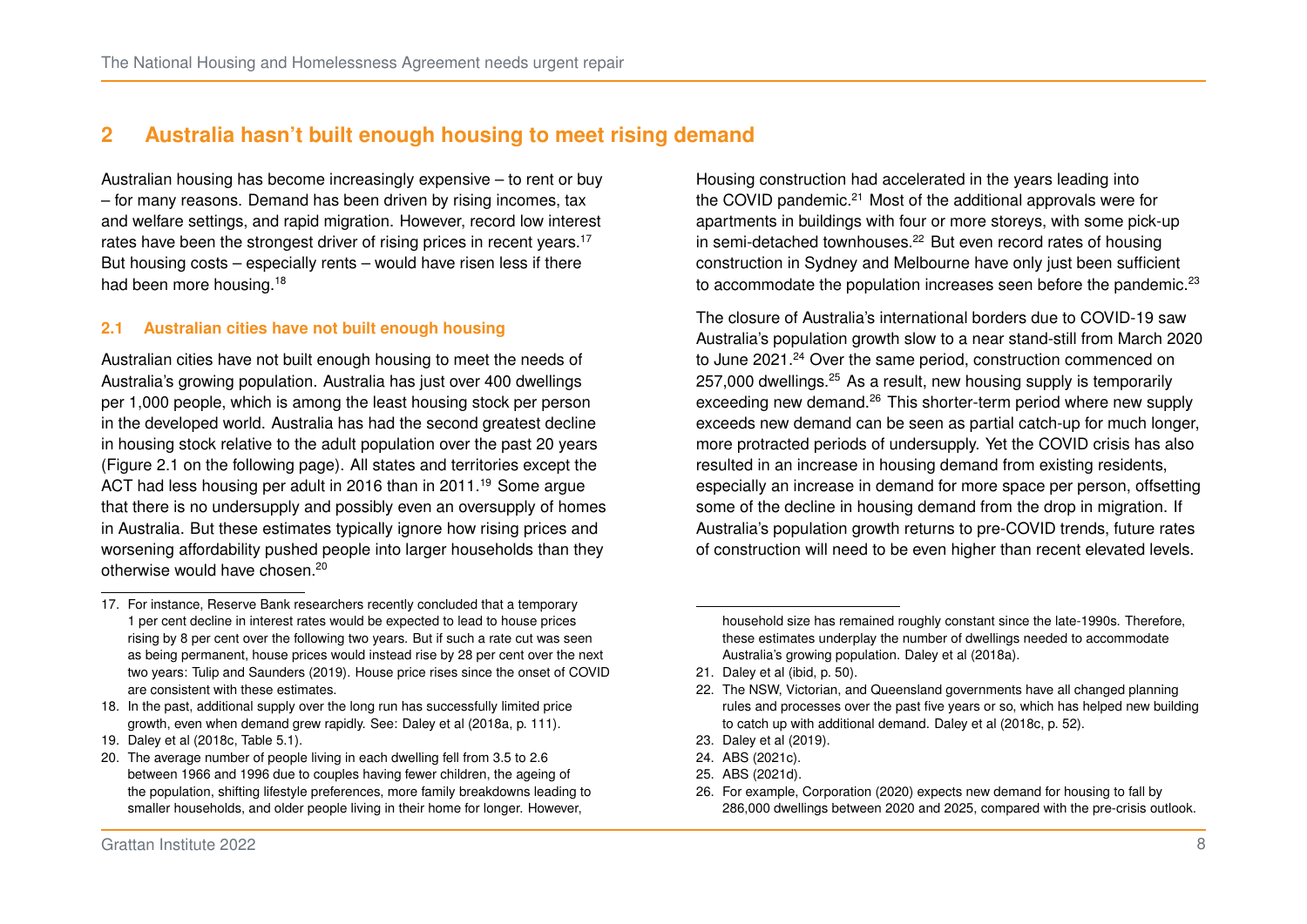## 2 Australia hasn't built enough housing to meet rising demand

Australian housing has become increasingly expensive – to rent or buy – for many reasons. Demand has been driven by rising incomes, tax and welfare settings, and rapid migration. However, record low interest rates have been the strongest driver of rising prices in recent years.[17] But housing costs – especially rents – would have risen less if there had been more housing.[18]

### 2.1 Australian cities have not built enough housing

Australian cities have not built enough housing to meet the needs of Australia's growing population. Australia has just over 400 dwellings per 1,000 people, which is among the least housing stock per person in the developed world. Australia has had the second greatest decline in housing stock relative to the adult population over the past 20 years (Figure 2.1 on the following page). All states and territories except the ACT had less housing per adult in 2016 than in 2011.[19] Some argue that there is no undersupply and possibly even an oversupply of homes in Australia. But these estimates typically ignore how rising prices and worsening affordability pushed people into larger households than they otherwise would have chosen.[20]

Housing construction had accelerated in the years leading into the COVID pandemic.[21] Most of the additional approvals were for apartments in buildings with four or more storeys, with some pick-up in semi-detached townhouses.[22] But even record rates of housing construction in Sydney and Melbourne have only just been sufficient to accommodate the population increases seen before the pandemic.[23]

The closure of Australia's international borders due to COVID-19 saw Australia's population growth slow to a near stand-still from March 2020 to June 2021.[24] Over the same period, construction commenced on 257,000 dwellings.[25] As a result, new housing supply is temporarily exceeding new demand.[26] This shorter-term period where new supply exceeds new demand can be seen as partial catch-up for much longer, more protracted periods of undersupply. Yet the COVID crisis has also resulted in an increase in housing demand from existing residents, especially an increase in demand for more space per person, offsetting some of the decline in housing demand from the drop in migration. If Australia's population growth returns to pre-COVID trends, future rates of construction will need to be even higher than recent elevated levels.

---

17. For instance, Reserve Bank researchers recently concluded that a temporary 1 per cent decline in interest rates would be expected to lead to house prices rising by 8 per cent over the following two years. But if such a rate cut was seen as being permanent, house prices would instead rise by 28 per cent over the next two years: Tulip and Saunders (2019). House price rises since the onset of COVID are consistent with these estimates.
18. In the past, additional supply over the long run has successfully limited price growth, even when demand grew rapidly. See: Daley et al (2018a, p. 111).
19. Daley et al (2018c, Table 5.1).
20. The average number of people living in each dwelling fell from 3.5 to 2.6 between 1966 and 1996 due to couples having fewer children, the ageing of the population, shifting lifestyle preferences, more family breakdowns leading to smaller households, and older people living in their home for longer. However, household size has remained roughly constant since the late-1990s. Therefore, these estimates underplay the number of dwellings needed to accommodate Australia's growing population. Daley et al (2018a).
21. Daley et al (ibid, p. 50).
22. The NSW, Victorian, and Queensland governments have all changed planning rules and processes over the past five years or so, which has helped new building to catch up with additional demand. Daley et al (2018c, p. 52).
23. Daley et al (2019).
24. ABS (2021c).
25. ABS (2021d).
26. For example, Corporation (2020) expects new demand for housing to fall by 286,000 dwellings between 2020 and 2025, compared with the pre-crisis outlook.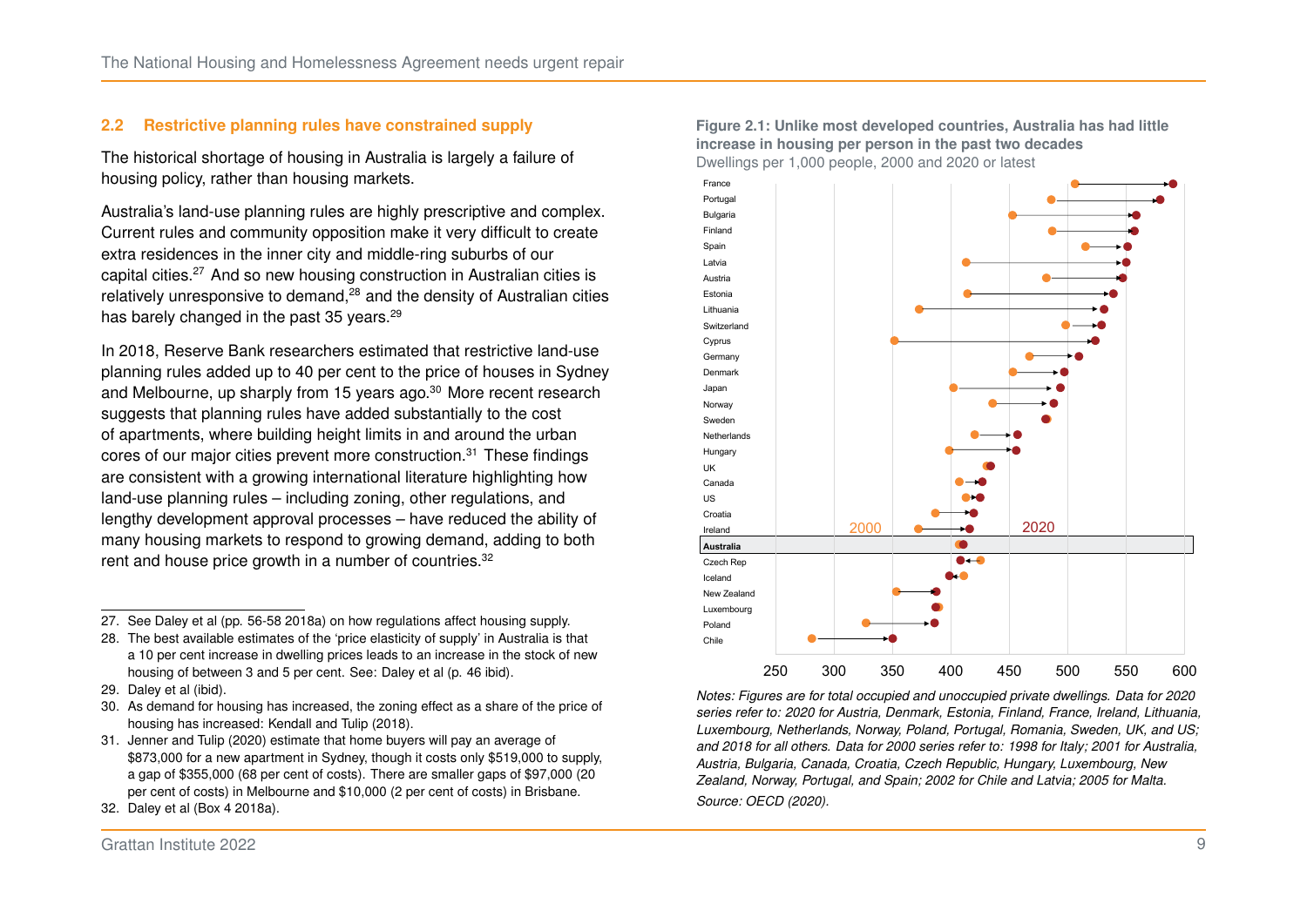## 2.2 Restrictive planning rules have constrained supply

The historical shortage of housing in Australia is largely a failure of housing policy, rather than housing markets.

Australia's land-use planning rules are highly prescriptive and complex. Current rules and community opposition make it very difficult to create extra residences in the inner city and middle-ring suburbs of our capital cities.[27] And so new housing construction in Australian cities is relatively unresponsive to demand,[28] and the density of Australian cities has barely changed in the past 35 years.[29]

In 2018, Reserve Bank researchers estimated that restrictive land-use planning rules added up to 40 per cent to the price of houses in Sydney and Melbourne, up sharply from 15 years ago.[30] More recent research suggests that planning rules have added substantially to the cost of apartments, where building height limits in and around the urban cores of our major cities prevent more construction.[31] These findings are consistent with a growing international literature highlighting how land-use planning rules – including zoning, other regulations, and lengthy development approval processes – have reduced the ability of many housing markets to respond to growing demand, adding to both rent and house price growth in a number of countries.[32]

**Figure 2.1: Unlike most developed countries, Australia has had little increase in housing per person in the past two decades**

Dwellings per 1,000 people, 2000 and 2020 or latest

*Notes: Figures are for total occupied and unoccupied private dwellings. Data for 2020 series refer to: 2020 for Austria, Denmark, Estonia, Finland, France, Ireland, Lithuania, Luxembourg, Netherlands, Norway, Poland, Portugal, Romania, Sweden, UK, and US; and 2018 for all others. Data for 2000 series refer to: 1998 for Italy; 2001 for Australia, Austria, Bulgaria, Canada, Croatia, Czech Republic, Hungary, Luxembourg, New Zealand, Norway, Portugal, and Spain; 2002 for Chile and Latvia; 2005 for Malta.*

*Source: OECD (2020).*

---

27. See Daley et al (pp. 56-58 2018a) on how regulations affect housing supply.
28. The best available estimates of the 'price elasticity of supply' in Australia is that a 10 per cent increase in dwelling prices leads to an increase in the stock of new housing of between 3 and 5 per cent. See: Daley et al (p. 46 ibid).
29. Daley et al (ibid).
30. As demand for housing has increased, the zoning effect as a share of the price of housing has increased: Kendall and Tulip (2018).
31. Jenner and Tulip (2020) estimate that home buyers will pay an average of $873,000 for a new apartment in Sydney, though it costs only $519,000 to supply, a gap of $355,000 (68 per cent of costs). There are smaller gaps of $97,000 (20 per cent of costs) in Melbourne and $10,000 (2 per cent of costs) in Brisbane.
32. Daley et al (Box 4 2018a).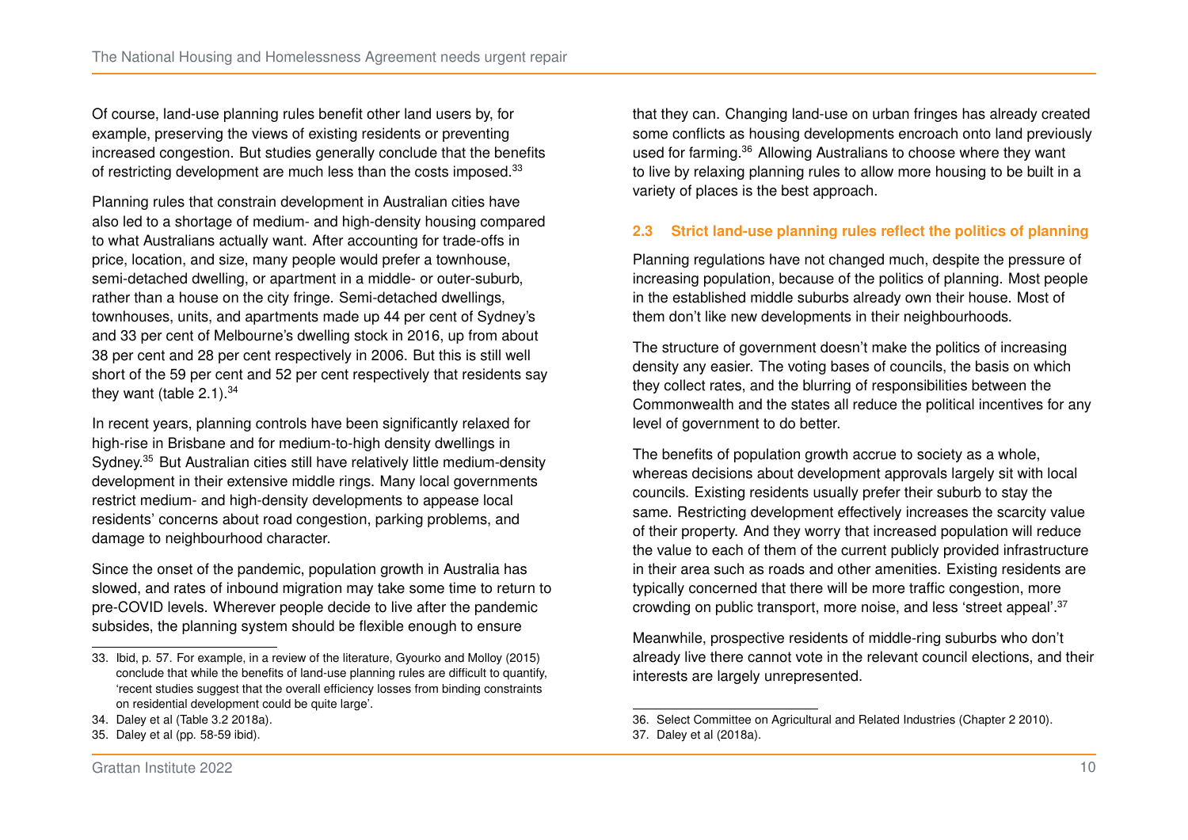Of course, land-use planning rules benefit other land users by, for example, preserving the views of existing residents or preventing increased congestion. But studies generally conclude that the benefits of restricting development are much less than the costs imposed.[33]

Planning rules that constrain development in Australian cities have also led to a shortage of medium- and high-density housing compared to what Australians actually want. After accounting for trade-offs in price, location, and size, many people would prefer a townhouse, semi-detached dwelling, or apartment in a middle- or outer-suburb, rather than a house on the city fringe. Semi-detached dwellings, townhouses, units, and apartments made up 44 per cent of Sydney's and 33 per cent of Melbourne's dwelling stock in 2016, up from about 38 per cent and 28 per cent respectively in 2006. But this is still well short of the 59 per cent and 52 per cent respectively that residents say they want (table 2.1).[34]

In recent years, planning controls have been significantly relaxed for high-rise in Brisbane and for medium-to-high density dwellings in Sydney.[35] But Australian cities still have relatively little medium-density development in their extensive middle rings. Many local governments restrict medium- and high-density developments to appease local residents' concerns about road congestion, parking problems, and damage to neighbourhood character.

Since the onset of the pandemic, population growth in Australia has slowed, and rates of inbound migration may take some time to return to pre-COVID levels. Wherever people decide to live after the pandemic subsides, the planning system should be flexible enough to ensure that they can. Changing land-use on urban fringes has already created some conflicts as housing developments encroach onto land previously used for farming.[36] Allowing Australians to choose where they want to live by relaxing planning rules to allow more housing to be built in a variety of places is the best approach.

### 2.3 Strict land-use planning rules reflect the politics of planning

Planning regulations have not changed much, despite the pressure of increasing population, because of the politics of planning. Most people in the established middle suburbs already own their house. Most of them don't like new developments in their neighbourhoods.

The structure of government doesn't make the politics of increasing density any easier. The voting bases of councils, the basis on which they collect rates, and the blurring of responsibilities between the Commonwealth and the states all reduce the political incentives for any level of government to do better.

The benefits of population growth accrue to society as a whole, whereas decisions about development approvals largely sit with local councils. Existing residents usually prefer their suburb to stay the same. Restricting development effectively increases the scarcity value of their property. And they worry that increased population will reduce the value to each of them of the current publicly provided infrastructure in their area such as roads and other amenities. Existing residents are typically concerned that there will be more traffic congestion, more crowding on public transport, more noise, and less 'street appeal'.[37]

Meanwhile, prospective residents of middle-ring suburbs who don't already live there cannot vote in the relevant council elections, and their interests are largely unrepresented.

---

33. Ibid, p. 57. For example, in a review of the literature, Gyourko and Molloy (2015) conclude that while the benefits of land-use planning rules are difficult to quantify, 'recent studies suggest that the overall efficiency losses from binding constraints on residential development could be quite large'.
34. Daley et al (Table 3.2 2018a).
35. Daley et al (pp. 58-59 ibid).
36. Select Committee on Agricultural and Related Industries (Chapter 2 2010).
37. Daley et al (2018a).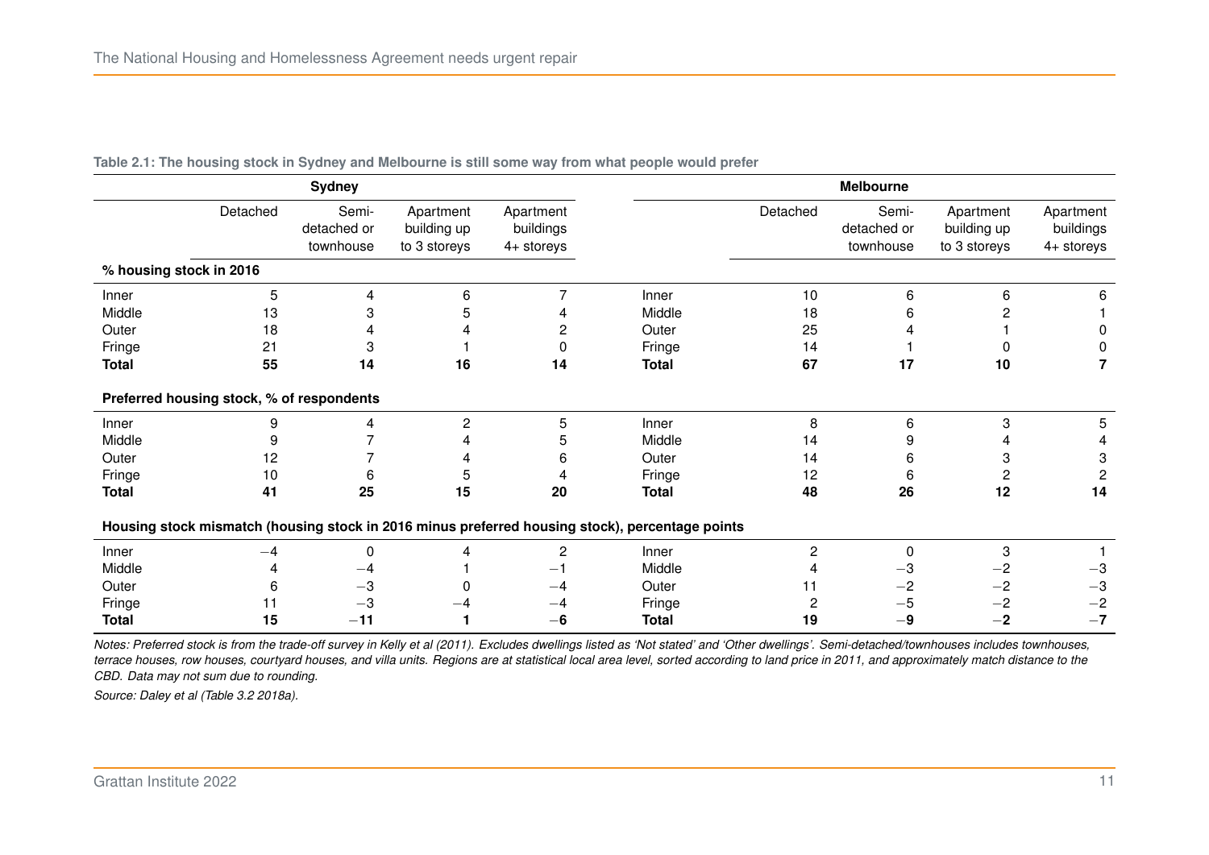**Table 2.1: The housing stock in Sydney and Melbourne is still some way from what people would prefer**

| | Sydney | | | | | Melbourne | | | |
|---|---|---|---|---|---|---|---|---|---|
| | Detached | Semi-detached or townhouse | Apartment building up to 3 storeys | Apartment buildings 4+ storeys | | Detached | Semi-detached or townhouse | Apartment building up to 3 storeys | Apartment buildings 4+ storeys |
| **% housing stock in 2016** | | | | | | | | | |
| Inner | 5 | 4 | 6 | 7 | Inner | 10 | 6 | 6 | 6 |
| Middle | 13 | 3 | 5 | 4 | Middle | 18 | 6 | 2 | 1 |
| Outer | 18 | 4 | 4 | 2 | Outer | 25 | 4 | 1 | 0 |
| Fringe | 21 | 3 | 1 | 0 | Fringe | 14 | 1 | 0 | 0 |
| **Total** | **55** | **14** | **16** | **14** | **Total** | **67** | **17** | **10** | **7** |
| **Preferred housing stock, % of respondents** | | | | | | | | | |
| Inner | 9 | 4 | 2 | 5 | Inner | 8 | 6 | 3 | 5 |
| Middle | 9 | 7 | 4 | 5 | Middle | 14 | 9 | 4 | 4 |
| Outer | 12 | 7 | 4 | 6 | Outer | 14 | 6 | 3 | 3 |
| Fringe | 10 | 6 | 5 | 4 | Fringe | 12 | 6 | 2 | 2 |
| **Total** | **41** | **25** | **15** | **20** | **Total** | **48** | **26** | **12** | **14** |
| **Housing stock mismatch (housing stock in 2016 minus preferred housing stock), percentage points** | | | | | | | | | |
| Inner | −4 | 0 | 4 | 2 | Inner | 2 | 0 | 3 | 1 |
| Middle | 4 | −4 | 1 | −1 | Middle | 4 | −3 | −2 | −3 |
| Outer | 6 | −3 | 0 | −4 | Outer | 11 | −2 | −2 | −3 |
| Fringe | 11 | −3 | −4 | −4 | Fringe | 2 | −5 | −2 | −2 |
| **Total** | **15** | **−11** | **1** | **−6** | **Total** | **19** | **−9** | **−2** | **−7** |

*Notes: Preferred stock is from the trade-off survey in Kelly et al (2011). Excludes dwellings listed as 'Not stated' and 'Other dwellings'. Semi-detached/townhouses includes townhouses, terrace houses, row houses, courtyard houses, and villa units. Regions are at statistical local area level, sorted according to land price in 2011, and approximately match distance to the CBD. Data may not sum due to rounding.*

*Source: Daley et al (Table 3.2 2018a).*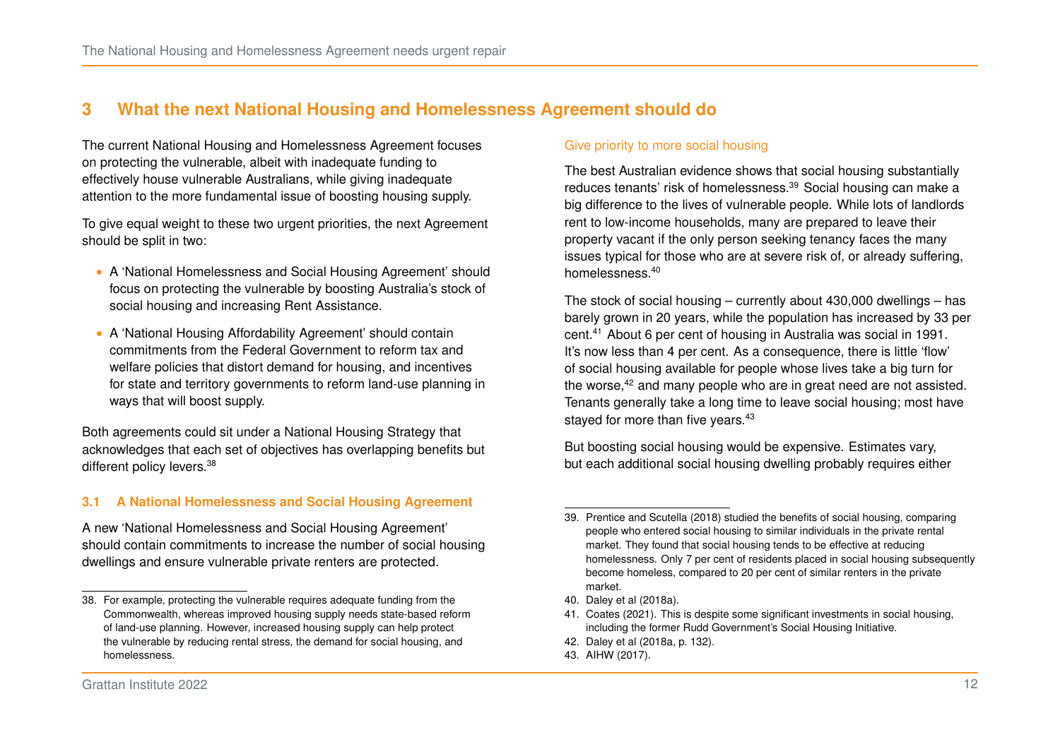# 3 What the next National Housing and Homelessness Agreement should do

The current National Housing and Homelessness Agreement focuses on protecting the vulnerable, albeit with inadequate funding to effectively house vulnerable Australians, while giving inadequate attention to the more fundamental issue of boosting housing supply.

To give equal weight to these two urgent priorities, the next Agreement should be split in two:

- A 'National Homelessness and Social Housing Agreement' should focus on protecting the vulnerable by boosting Australia's stock of social housing and increasing Rent Assistance.
- A 'National Housing Affordability Agreement' should contain commitments from the Federal Government to reform tax and welfare policies that distort demand for housing, and incentives for state and territory governments to reform land-use planning in ways that will boost supply.

Both agreements could sit under a National Housing Strategy that acknowledges that each set of objectives has overlapping benefits but different policy levers.[38]

## 3.1 A National Homelessness and Social Housing Agreement

A new 'National Homelessness and Social Housing Agreement' should contain commitments to increase the number of social housing dwellings and ensure vulnerable private renters are protected.

38. For example, protecting the vulnerable requires adequate funding from the Commonwealth, whereas improved housing supply needs state-based reform of land-use planning. However, increased housing supply can help protect the vulnerable by reducing rental stress, the demand for social housing, and homelessness.

### Give priority to more social housing

The best Australian evidence shows that social housing substantially reduces tenants' risk of homelessness.[39] Social housing can make a big difference to the lives of vulnerable people. While lots of landlords rent to low-income households, many are prepared to leave their property vacant if the only person seeking tenancy faces the many issues typical for those who are at severe risk of, or already suffering, homelessness.[40]

The stock of social housing – currently about 430,000 dwellings – has barely grown in 20 years, while the population has increased by 33 per cent.[41] About 6 per cent of housing in Australia was social in 1991. It's now less than 4 per cent. As a consequence, there is little 'flow' of social housing available for people whose lives take a big turn for the worse,[42] and many people who are in great need are not assisted. Tenants generally take a long time to leave social housing; most have stayed for more than five years.[43]

But boosting social housing would be expensive. Estimates vary, but each additional social housing dwelling probably requires either

39. Prentice and Scutella (2018) studied the benefits of social housing, comparing people who entered social housing to similar individuals in the private rental market. They found that social housing tends to be effective at reducing homelessness. Only 7 per cent of residents placed in social housing subsequently become homeless, compared to 20 per cent of similar renters in the private market.
40. Daley et al (2018a).
41. Coates (2021). This is despite some significant investments in social housing, including the former Rudd Government's Social Housing Initiative.
42. Daley et al (2018a, p. 132).
43. AIHW (2017).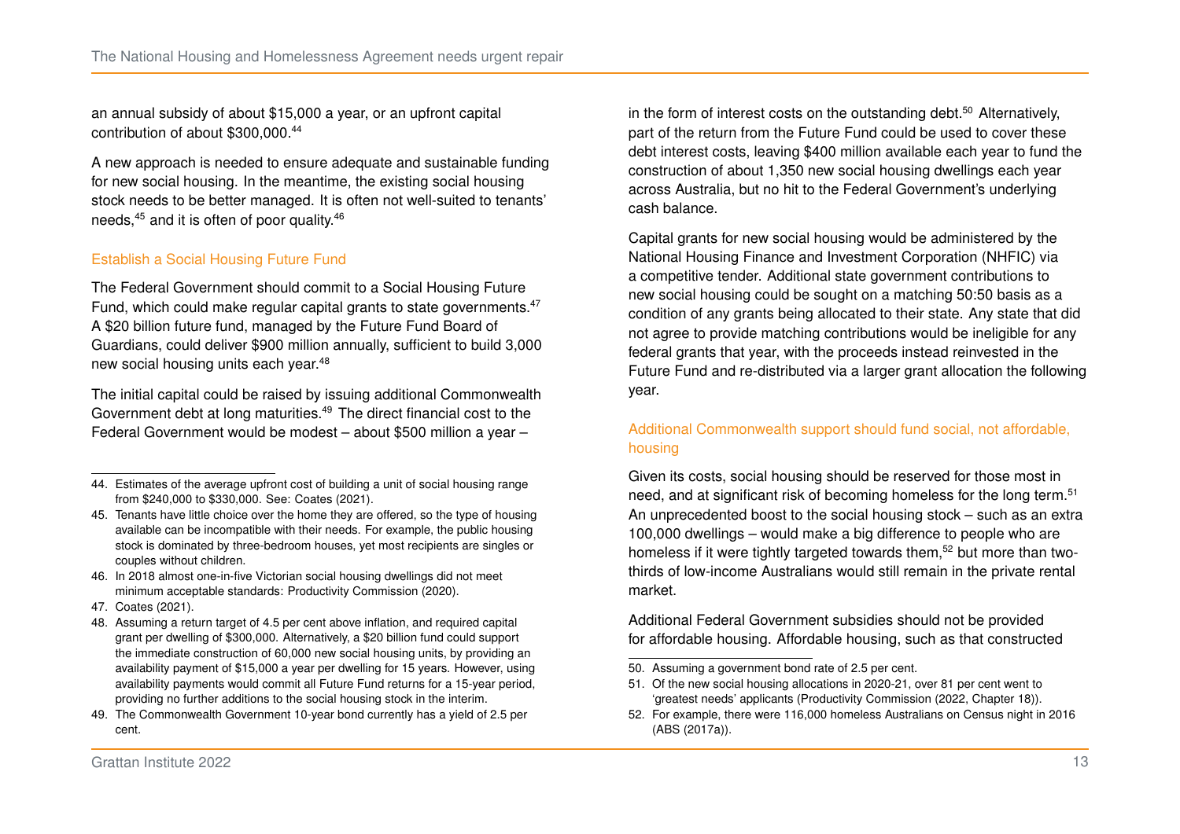an annual subsidy of about $15,000 a year, or an upfront capital contribution of about $300,000.[44]

A new approach is needed to ensure adequate and sustainable funding for new social housing. In the meantime, the existing social housing stock needs to be better managed. It is often not well-suited to tenants' needs,[45] and it is often of poor quality.[46]

### Establish a Social Housing Future Fund

The Federal Government should commit to a Social Housing Future Fund, which could make regular capital grants to state governments.[47] A $20 billion future fund, managed by the Future Fund Board of Guardians, could deliver $900 million annually, sufficient to build 3,000 new social housing units each year.[48]

The initial capital could be raised by issuing additional Commonwealth Government debt at long maturities.[49] The direct financial cost to the Federal Government would be modest – about $500 million a year – in the form of interest costs on the outstanding debt.[50] Alternatively, part of the return from the Future Fund could be used to cover these debt interest costs, leaving $400 million available each year to fund the construction of about 1,350 new social housing dwellings each year across Australia, but no hit to the Federal Government's underlying cash balance.

Capital grants for new social housing would be administered by the National Housing Finance and Investment Corporation (NHFIC) via a competitive tender. Additional state government contributions to new social housing could be sought on a matching 50:50 basis as a condition of any grants being allocated to their state. Any state that did not agree to provide matching contributions would be ineligible for any federal grants that year, with the proceeds instead reinvested in the Future Fund and re-distributed via a larger grant allocation the following year.

### Additional Commonwealth support should fund social, not affordable, housing

Given its costs, social housing should be reserved for those most in need, and at significant risk of becoming homeless for the long term.[51] An unprecedented boost to the social housing stock – such as an extra 100,000 dwellings – would make a big difference to people who are homeless if it were tightly targeted towards them,[52] but more than two-thirds of low-income Australians would still remain in the private rental market.

Additional Federal Government subsidies should not be provided for affordable housing. Affordable housing, such as that constructed

---

44. Estimates of the average upfront cost of building a unit of social housing range from $240,000 to $330,000. See: Coates (2021).
45. Tenants have little choice over the home they are offered, so the type of housing available can be incompatible with their needs. For example, the public housing stock is dominated by three-bedroom houses, yet most recipients are singles or couples without children.
46. In 2018 almost one-in-five Victorian social housing dwellings did not meet minimum acceptable standards: Productivity Commission (2020).
47. Coates (2021).
48. Assuming a return target of 4.5 per cent above inflation, and required capital grant per dwelling of $300,000. Alternatively, a $20 billion fund could support the immediate construction of 60,000 new social housing units, by providing an availability payment of $15,000 a year per dwelling for 15 years. However, using availability payments would commit all Future Fund returns for a 15-year period, providing no further additions to the social housing stock in the interim.
49. The Commonwealth Government 10-year bond currently has a yield of 2.5 per cent.
50. Assuming a government bond rate of 2.5 per cent.
51. Of the new social housing allocations in 2020-21, over 81 per cent went to 'greatest needs' applicants (Productivity Commission (2022, Chapter 18)).
52. For example, there were 116,000 homeless Australians on Census night in 2016 (ABS (2017a)).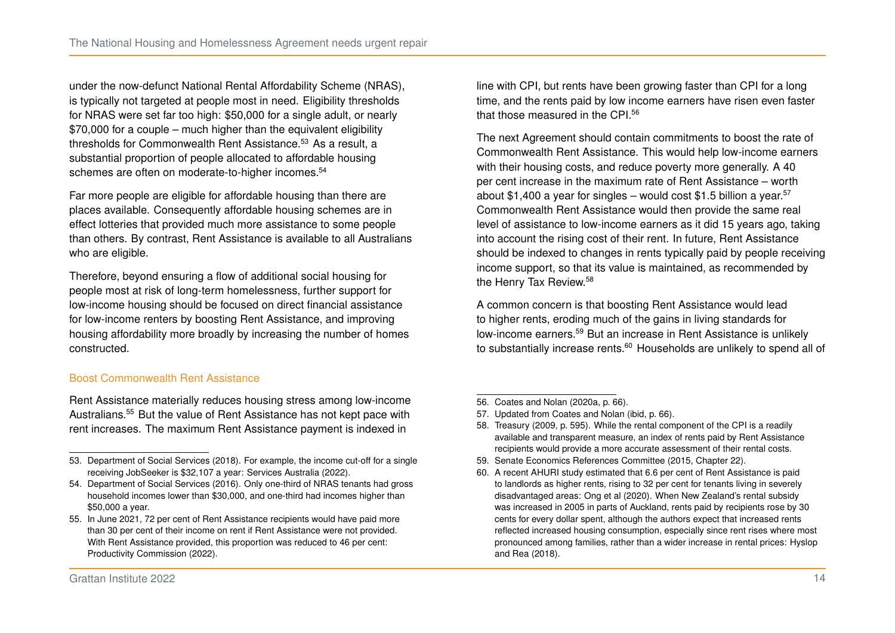under the now-defunct National Rental Affordability Scheme (NRAS), is typically not targeted at people most in need. Eligibility thresholds for NRAS were set far too high: $50,000 for a single adult, or nearly $70,000 for a couple – much higher than the equivalent eligibility thresholds for Commonwealth Rent Assistance.[53] As a result, a substantial proportion of people allocated to affordable housing schemes are often on moderate-to-higher incomes.[54]

Far more people are eligible for affordable housing than there are places available. Consequently affordable housing schemes are in effect lotteries that provided much more assistance to some people than others. By contrast, Rent Assistance is available to all Australians who are eligible.

Therefore, beyond ensuring a flow of additional social housing for people most at risk of long-term homelessness, further support for low-income housing should be focused on direct financial assistance for low-income renters by boosting Rent Assistance, and improving housing affordability more broadly by increasing the number of homes constructed.

### Boost Commonwealth Rent Assistance

Rent Assistance materially reduces housing stress among low-income Australians.[55] But the value of Rent Assistance has not kept pace with rent increases. The maximum Rent Assistance payment is indexed in line with CPI, but rents have been growing faster than CPI for a long time, and the rents paid by low income earners have risen even faster that those measured in the CPI.[56]

The next Agreement should contain commitments to boost the rate of Commonwealth Rent Assistance. This would help low-income earners with their housing costs, and reduce poverty more generally. A 40 per cent increase in the maximum rate of Rent Assistance – worth about $1,400 a year for singles – would cost $1.5 billion a year.[57] Commonwealth Rent Assistance would then provide the same real level of assistance to low-income earners as it did 15 years ago, taking into account the rising cost of their rent. In future, Rent Assistance should be indexed to changes in rents typically paid by people receiving income support, so that its value is maintained, as recommended by the Henry Tax Review.[58]

A common concern is that boosting Rent Assistance would lead to higher rents, eroding much of the gains in living standards for low-income earners.[59] But an increase in Rent Assistance is unlikely to substantially increase rents.[60] Households are unlikely to spend all of

---

53. Department of Social Services (2018). For example, the income cut-off for a single receiving JobSeeker is $32,107 a year: Services Australia (2022).
54. Department of Social Services (2016). Only one-third of NRAS tenants had gross household incomes lower than $30,000, and one-third had incomes higher than $50,000 a year.
55. In June 2021, 72 per cent of Rent Assistance recipients would have paid more than 30 per cent of their income on rent if Rent Assistance were not provided. With Rent Assistance provided, this proportion was reduced to 46 per cent: Productivity Commission (2022).
56. Coates and Nolan (2020a, p. 66).
57. Updated from Coates and Nolan (ibid, p. 66).
58. Treasury (2009, p. 595). While the rental component of the CPI is a readily available and transparent measure, an index of rents paid by Rent Assistance recipients would provide a more accurate assessment of their rental costs.
59. Senate Economics References Committee (2015, Chapter 22).
60. A recent AHURI study estimated that 6.6 per cent of Rent Assistance is paid to landlords as higher rents, rising to 32 per cent for tenants living in severely disadvantaged areas: Ong et al (2020). When New Zealand's rental subsidy was increased in 2005 in parts of Auckland, rents paid by recipients rose by 30 cents for every dollar spent, although the authors expect that increased rents reflected increased housing consumption, especially since rent rises where most pronounced among families, rather than a wider increase in rental prices: Hyslop and Rea (2018).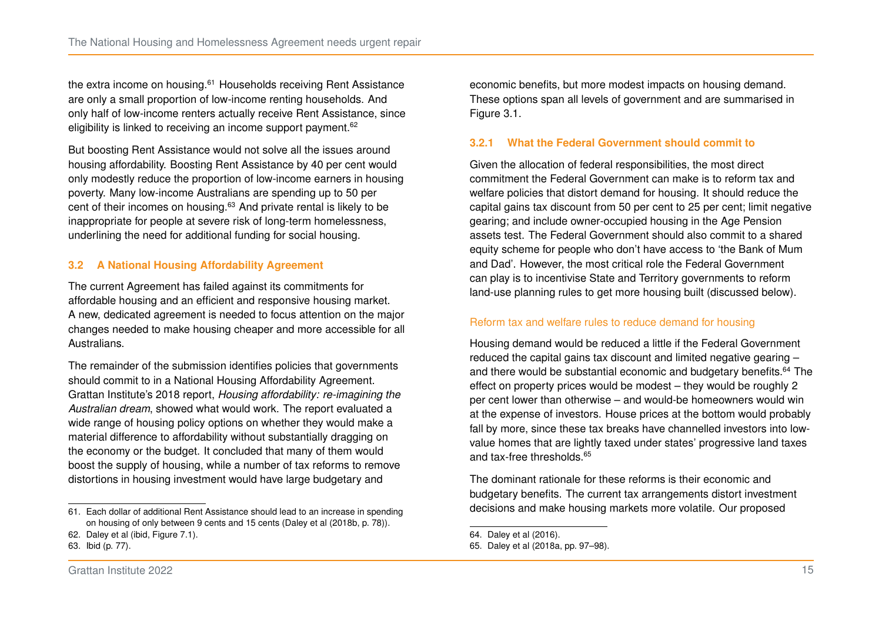the extra income on housing.[61] Households receiving Rent Assistance are only a small proportion of low-income renting households. And only half of low-income renters actually receive Rent Assistance, since eligibility is linked to receiving an income support payment.[62]

But boosting Rent Assistance would not solve all the issues around housing affordability. Boosting Rent Assistance by 40 per cent would only modestly reduce the proportion of low-income earners in housing poverty. Many low-income Australians are spending up to 50 per cent of their incomes on housing.[63] And private rental is likely to be inappropriate for people at severe risk of long-term homelessness, underlining the need for additional funding for social housing.

## 3.2 A National Housing Affordability Agreement

The current Agreement has failed against its commitments for affordable housing and an efficient and responsive housing market. A new, dedicated agreement is needed to focus attention on the major changes needed to make housing cheaper and more accessible for all Australians.

The remainder of the submission identifies policies that governments should commit to in a National Housing Affordability Agreement. Grattan Institute's 2018 report, *Housing affordability: re-imagining the Australian dream*, showed what would work. The report evaluated a wide range of housing policy options on whether they would make a material difference to affordability without substantially dragging on the economy or the budget. It concluded that many of them would boost the supply of housing, while a number of tax reforms to remove distortions in housing investment would have large budgetary and economic benefits, but more modest impacts on housing demand. These options span all levels of government and are summarised in Figure 3.1.

### 3.2.1 What the Federal Government should commit to

Given the allocation of federal responsibilities, the most direct commitment the Federal Government can make is to reform tax and welfare policies that distort demand for housing. It should reduce the capital gains tax discount from 50 per cent to 25 per cent; limit negative gearing; and include owner-occupied housing in the Age Pension assets test. The Federal Government should also commit to a shared equity scheme for people who don't have access to 'the Bank of Mum and Dad'. However, the most critical role the Federal Government can play is to incentivise State and Territory governments to reform land-use planning rules to get more housing built (discussed below).

#### Reform tax and welfare rules to reduce demand for housing

Housing demand would be reduced a little if the Federal Government reduced the capital gains tax discount and limited negative gearing – and there would be substantial economic and budgetary benefits.[64] The effect on property prices would be modest – they would be roughly 2 per cent lower than otherwise – and would-be homeowners would win at the expense of investors. House prices at the bottom would probably fall by more, since these tax breaks have channelled investors into low-value homes that are lightly taxed under states' progressive land taxes and tax-free thresholds.[65]

The dominant rationale for these reforms is their economic and budgetary benefits. The current tax arrangements distort investment decisions and make housing markets more volatile. Our proposed

---

61. Each dollar of additional Rent Assistance should lead to an increase in spending on housing of only between 9 cents and 15 cents (Daley et al (2018b, p. 78)).
62. Daley et al (ibid, Figure 7.1).
63. Ibid (p. 77).
64. Daley et al (2016).
65. Daley et al (2018a, pp. 97–98).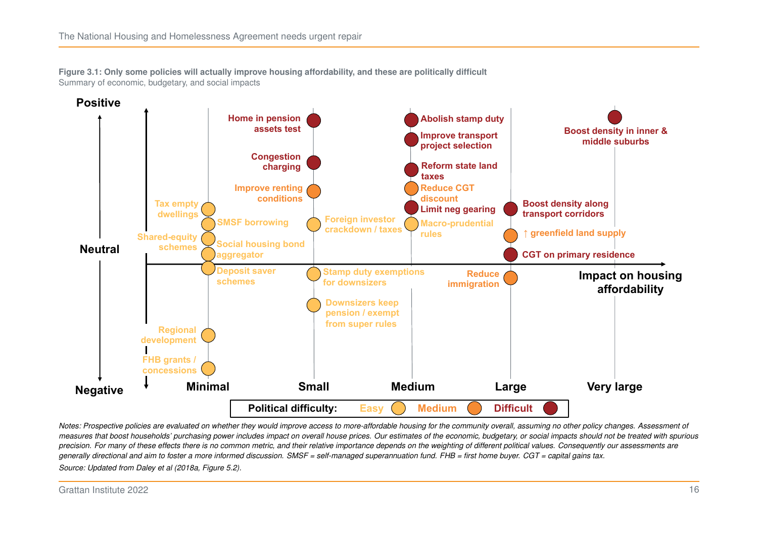**Figure 3.1: Only some policies will actually improve housing affordability, and these are politically difficult**

Summary of economic, budgetary, and social impacts

Positive

Neutral

Negative

Impact on housing affordability

Minimal | Small | Medium | Large | Very large

Tax empty dwellings

SMSF borrowing

Shared-equity schemes

Social housing bond aggregator

Deposit saver schemes

Regional development

FHB grants / concessions

Home in pension assets test

Congestion charging

Improve renting conditions

Foreign investor crackdown / taxes

Stamp duty exemptions for downsizers

Downsizers keep pension / exempt from super rules

Abolish stamp duty

Improve transport project selection

Reform state land taxes

Reduce CGT discount

Limit neg gearing

Macro-prudential rules

Boost density along transport corridors

↑ greenfield land supply

CGT on primary residence

Reduce immigration

Boost density in inner & middle suburbs

Political difficulty: Easy, Medium, Difficult

*Notes: Prospective policies are evaluated on whether they would improve access to more-affordable housing for the community overall, assuming no other policy changes. Assessment of measures that boost households' purchasing power includes impact on overall house prices. Our estimates of the economic, budgetary, or social impacts should not be treated with spurious precision. For many of these effects there is no common metric, and their relative importance depends on the weighting of different political values. Consequently our assessments are generally directional and aim to foster a more informed discussion. SMSF = self-managed superannuation fund. FHB = first home buyer. CGT = capital gains tax.*

*Source: Updated from Daley et al (2018a, Figure 5.2).*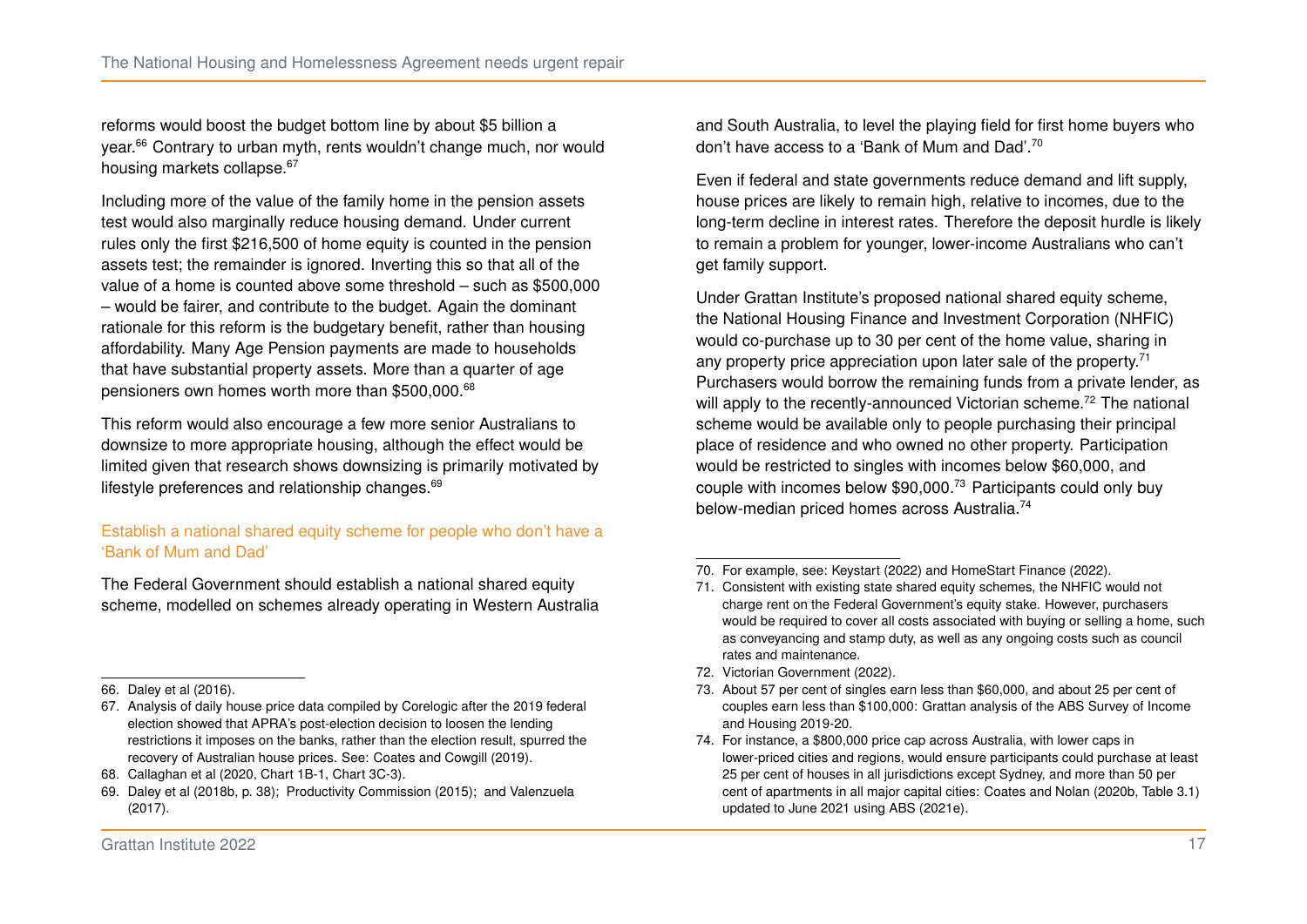reforms would boost the budget bottom line by about $5 billion a year.[66] Contrary to urban myth, rents wouldn't change much, nor would housing markets collapse.[67]

Including more of the value of the family home in the pension assets test would also marginally reduce housing demand. Under current rules only the first $216,500 of home equity is counted in the pension assets test; the remainder is ignored. Inverting this so that all of the value of a home is counted above some threshold – such as $500,000 – would be fairer, and contribute to the budget. Again the dominant rationale for this reform is the budgetary benefit, rather than housing affordability. Many Age Pension payments are made to households that have substantial property assets. More than a quarter of age pensioners own homes worth more than $500,000.[68]

This reform would also encourage a few more senior Australians to downsize to more appropriate housing, although the effect would be limited given that research shows downsizing is primarily motivated by lifestyle preferences and relationship changes.[69]

### Establish a national shared equity scheme for people who don't have a 'Bank of Mum and Dad'

The Federal Government should establish a national shared equity scheme, modelled on schemes already operating in Western Australia and South Australia, to level the playing field for first home buyers who don't have access to a 'Bank of Mum and Dad'.[70]

Even if federal and state governments reduce demand and lift supply, house prices are likely to remain high, relative to incomes, due to the long-term decline in interest rates. Therefore the deposit hurdle is likely to remain a problem for younger, lower-income Australians who can't get family support.

Under Grattan Institute's proposed national shared equity scheme, the National Housing Finance and Investment Corporation (NHFIC) would co-purchase up to 30 per cent of the home value, sharing in any property price appreciation upon later sale of the property.[71] Purchasers would borrow the remaining funds from a private lender, as will apply to the recently-announced Victorian scheme.[72] The national scheme would be available only to people purchasing their principal place of residence and who owned no other property. Participation would be restricted to singles with incomes below $60,000, and couple with incomes below $90,000.[73] Participants could only buy below-median priced homes across Australia.[74]

---

66. Daley et al (2016).
67. Analysis of daily house price data compiled by Corelogic after the 2019 federal election showed that APRA's post-election decision to loosen the lending restrictions it imposes on the banks, rather than the election result, spurred the recovery of Australian house prices. See: Coates and Cowgill (2019).
68. Callaghan et al (2020, Chart 1B-1, Chart 3C-3).
69. Daley et al (2018b, p. 38); Productivity Commission (2015); and Valenzuela (2017).
70. For example, see: Keystart (2022) and HomeStart Finance (2022).
71. Consistent with existing state shared equity schemes, the NHFIC would not charge rent on the Federal Government's equity stake. However, purchasers would be required to cover all costs associated with buying or selling a home, such as conveyancing and stamp duty, as well as any ongoing costs such as council rates and maintenance.
72. Victorian Government (2022).
73. About 57 per cent of singles earn less than $60,000, and about 25 per cent of couples earn less than $100,000: Grattan analysis of the ABS Survey of Income and Housing 2019-20.
74. For instance, a $800,000 price cap across Australia, with lower caps in lower-priced cities and regions, would ensure participants could purchase at least 25 per cent of houses in all jurisdictions except Sydney, and more than 50 per cent of apartments in all major capital cities: Coates and Nolan (2020b, Table 3.1) updated to June 2021 using ABS (2021e).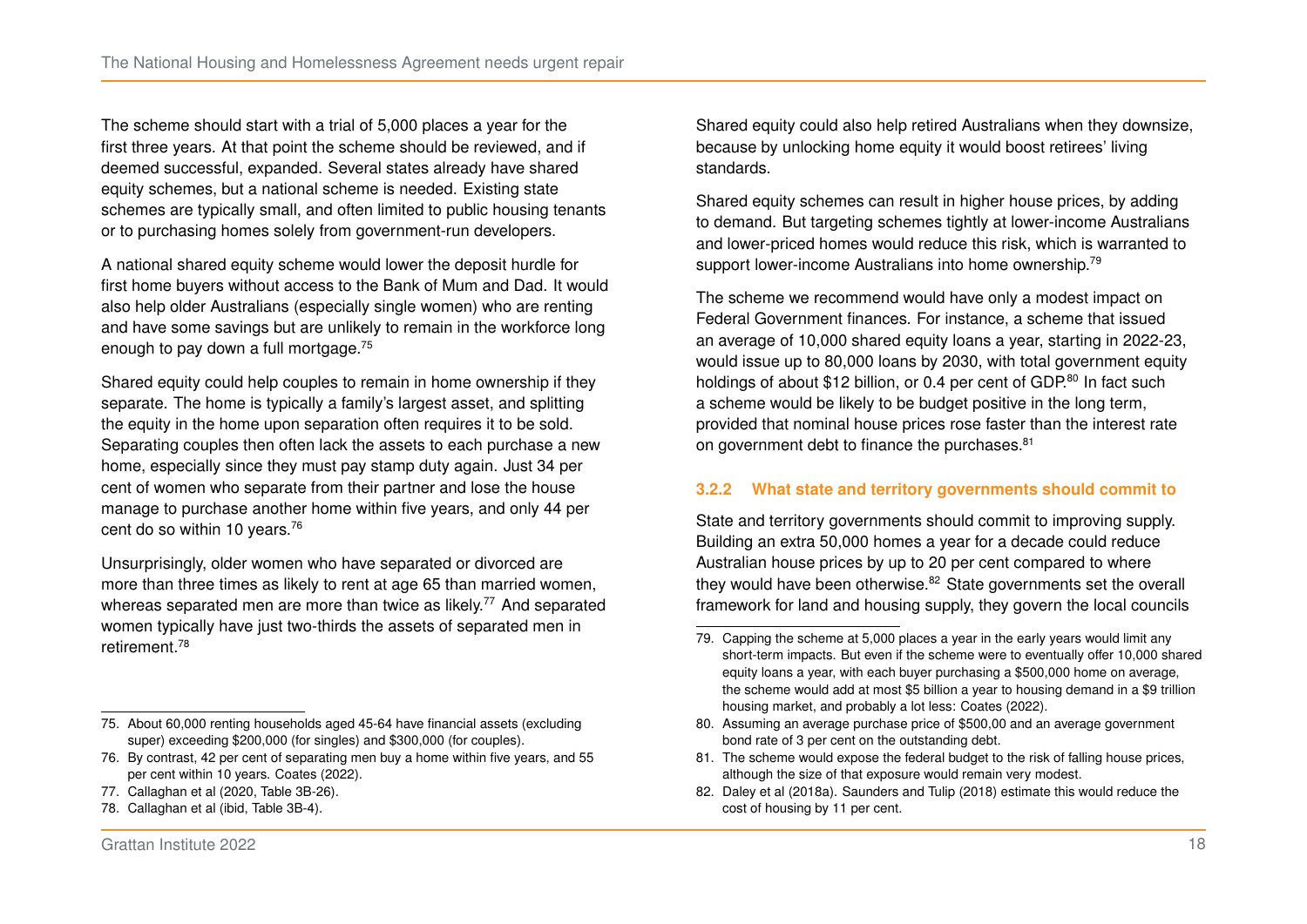The scheme should start with a trial of 5,000 places a year for the first three years. At that point the scheme should be reviewed, and if deemed successful, expanded. Several states already have shared equity schemes, but a national scheme is needed. Existing state schemes are typically small, and often limited to public housing tenants or to purchasing homes solely from government-run developers.

A national shared equity scheme would lower the deposit hurdle for first home buyers without access to the Bank of Mum and Dad. It would also help older Australians (especially single women) who are renting and have some savings but are unlikely to remain in the workforce long enough to pay down a full mortgage.[75]

Shared equity could help couples to remain in home ownership if they separate. The home is typically a family's largest asset, and splitting the equity in the home upon separation often requires it to be sold. Separating couples then often lack the assets to each purchase a new home, especially since they must pay stamp duty again. Just 34 per cent of women who separate from their partner and lose the house manage to purchase another home within five years, and only 44 per cent do so within 10 years.[76]

Unsurprisingly, older women who have separated or divorced are more than three times as likely to rent at age 65 than married women, whereas separated men are more than twice as likely.[77] And separated women typically have just two-thirds the assets of separated men in retirement.[78]

Shared equity could also help retired Australians when they downsize, because by unlocking home equity it would boost retirees' living standards.

Shared equity schemes can result in higher house prices, by adding to demand. But targeting schemes tightly at lower-income Australians and lower-priced homes would reduce this risk, which is warranted to support lower-income Australians into home ownership.[79]

The scheme we recommend would have only a modest impact on Federal Government finances. For instance, a scheme that issued an average of 10,000 shared equity loans a year, starting in 2022-23, would issue up to 80,000 loans by 2030, with total government equity holdings of about $12 billion, or 0.4 per cent of GDP.[80] In fact such a scheme would be likely to be budget positive in the long term, provided that nominal house prices rose faster than the interest rate on government debt to finance the purchases.[81]

### 3.2.2 What state and territory governments should commit to

State and territory governments should commit to improving supply. Building an extra 50,000 homes a year for a decade could reduce Australian house prices by up to 20 per cent compared to where they would have been otherwise.[82] State governments set the overall framework for land and housing supply, they govern the local councils

---

75. About 60,000 renting households aged 45-64 have financial assets (excluding super) exceeding $200,000 (for singles) and $300,000 (for couples).
76. By contrast, 42 per cent of separating men buy a home within five years, and 55 per cent within 10 years. Coates (2022).
77. Callaghan et al (2020, Table 3B-26).
78. Callaghan et al (ibid, Table 3B-4).
79. Capping the scheme at 5,000 places a year in the early years would limit any short-term impacts. But even if the scheme were to eventually offer 10,000 shared equity loans a year, with each buyer purchasing a $500,000 home on average, the scheme would add at most $5 billion a year to housing demand in a $9 trillion housing market, and probably a lot less: Coates (2022).
80. Assuming an average purchase price of $500,00 and an average government bond rate of 3 per cent on the outstanding debt.
81. The scheme would expose the federal budget to the risk of falling house prices, although the size of that exposure would remain very modest.
82. Daley et al (2018a). Saunders and Tulip (2018) estimate this would reduce the cost of housing by 11 per cent.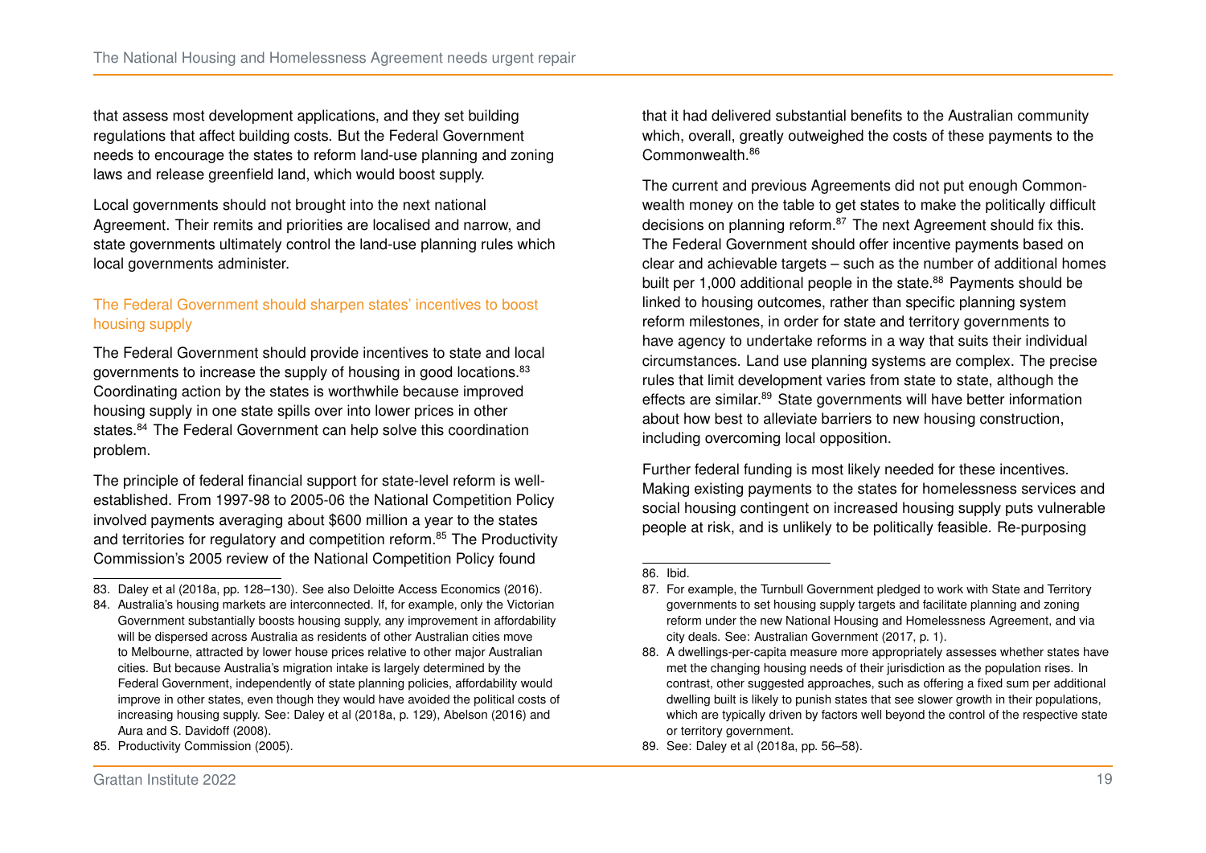that assess most development applications, and they set building regulations that affect building costs. But the Federal Government needs to encourage the states to reform land-use planning and zoning laws and release greenfield land, which would boost supply.

Local governments should not brought into the next national Agreement. Their remits and priorities are localised and narrow, and state governments ultimately control the land-use planning rules which local governments administer.

### The Federal Government should sharpen states' incentives to boost housing supply

The Federal Government should provide incentives to state and local governments to increase the supply of housing in good locations.[83] Coordinating action by the states is worthwhile because improved housing supply in one state spills over into lower prices in other states.[84] The Federal Government can help solve this coordination problem.

The principle of federal financial support for state-level reform is well-established. From 1997-98 to 2005-06 the National Competition Policy involved payments averaging about $600 million a year to the states and territories for regulatory and competition reform.[85] The Productivity Commission's 2005 review of the National Competition Policy found that it had delivered substantial benefits to the Australian community which, overall, greatly outweighed the costs of these payments to the Commonwealth.[86]

The current and previous Agreements did not put enough Commonwealth money on the table to get states to make the politically difficult decisions on planning reform.[87] The next Agreement should fix this. The Federal Government should offer incentive payments based on clear and achievable targets – such as the number of additional homes built per 1,000 additional people in the state.[88] Payments should be linked to housing outcomes, rather than specific planning system reform milestones, in order for state and territory governments to have agency to undertake reforms in a way that suits their individual circumstances. Land use planning systems are complex. The precise rules that limit development varies from state to state, although the effects are similar.[89] State governments will have better information about how best to alleviate barriers to new housing construction, including overcoming local opposition.

Further federal funding is most likely needed for these incentives. Making existing payments to the states for homelessness services and social housing contingent on increased housing supply puts vulnerable people at risk, and is unlikely to be politically feasible. Re-purposing

---

83. Daley et al (2018a, pp. 128–130). See also Deloitte Access Economics (2016).
84. Australia's housing markets are interconnected. If, for example, only the Victorian Government substantially boosts housing supply, any improvement in affordability will be dispersed across Australia as residents of other Australian cities move to Melbourne, attracted by lower house prices relative to other major Australian cities. But because Australia's migration intake is largely determined by the Federal Government, independently of state planning policies, affordability would improve in other states, even though they would have avoided the political costs of increasing housing supply. See: Daley et al (2018a, p. 129), Abelson (2016) and Aura and S. Davidoff (2008).
85. Productivity Commission (2005).
86. Ibid.
87. For example, the Turnbull Government pledged to work with State and Territory governments to set housing supply targets and facilitate planning and zoning reform under the new National Housing and Homelessness Agreement, and via city deals. See: Australian Government (2017, p. 1).
88. A dwellings-per-capita measure more appropriately assesses whether states have met the changing housing needs of their jurisdiction as the population rises. In contrast, other suggested approaches, such as offering a fixed sum per additional dwelling built is likely to punish states that see slower growth in their populations, which are typically driven by factors well beyond the control of the respective state or territory government.
89. See: Daley et al (2018a, pp. 56–58).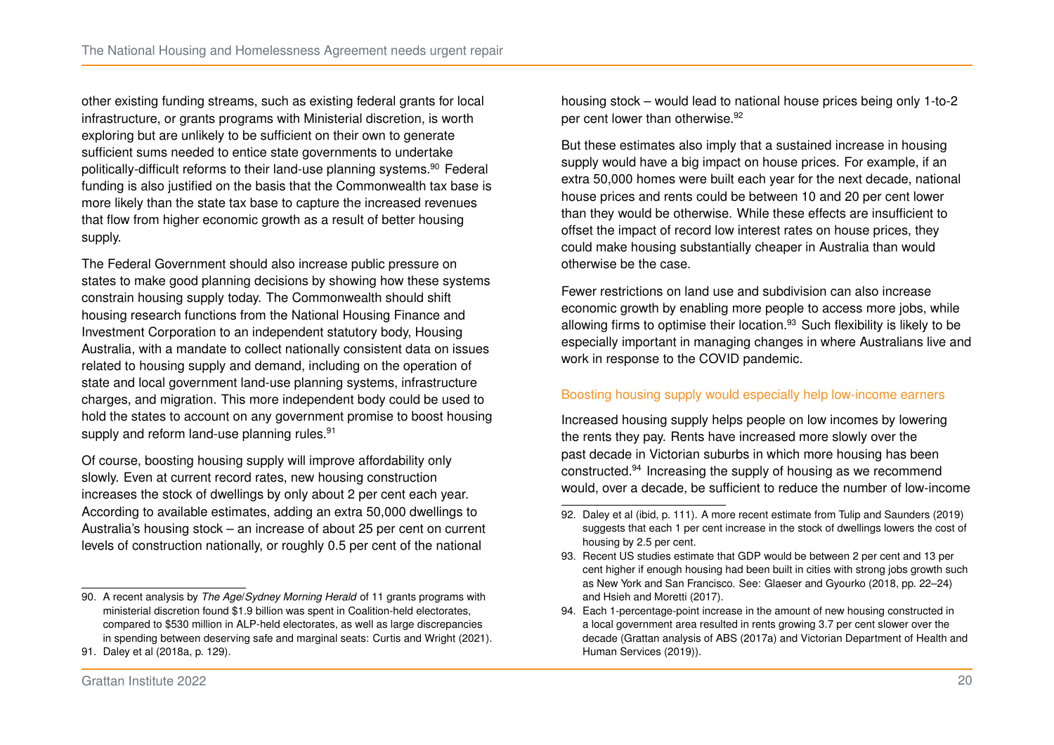other existing funding streams, such as existing federal grants for local infrastructure, or grants programs with Ministerial discretion, is worth exploring but are unlikely to be sufficient on their own to generate sufficient sums needed to entice state governments to undertake politically-difficult reforms to their land-use planning systems.[90] Federal funding is also justified on the basis that the Commonwealth tax base is more likely than the state tax base to capture the increased revenues that flow from higher economic growth as a result of better housing supply.

The Federal Government should also increase public pressure on states to make good planning decisions by showing how these systems constrain housing supply today. The Commonwealth should shift housing research functions from the National Housing Finance and Investment Corporation to an independent statutory body, Housing Australia, with a mandate to collect nationally consistent data on issues related to housing supply and demand, including on the operation of state and local government land-use planning systems, infrastructure charges, and migration. This more independent body could be used to hold the states to account on any government promise to boost housing supply and reform land-use planning rules.[91]

Of course, boosting housing supply will improve affordability only slowly. Even at current record rates, new housing construction increases the stock of dwellings by only about 2 per cent each year. According to available estimates, adding an extra 50,000 dwellings to Australia's housing stock – an increase of about 25 per cent on current levels of construction nationally, or roughly 0.5 per cent of the national housing stock – would lead to national house prices being only 1-to-2 per cent lower than otherwise.[92]

But these estimates also imply that a sustained increase in housing supply would have a big impact on house prices. For example, if an extra 50,000 homes were built each year for the next decade, national house prices and rents could be between 10 and 20 per cent lower than they would be otherwise. While these effects are insufficient to offset the impact of record low interest rates on house prices, they could make housing substantially cheaper in Australia than would otherwise be the case.

Fewer restrictions on land use and subdivision can also increase economic growth by enabling more people to access more jobs, while allowing firms to optimise their location.[93] Such flexibility is likely to be especially important in managing changes in where Australians live and work in response to the COVID pandemic.

### Boosting housing supply would especially help low-income earners

Increased housing supply helps people on low incomes by lowering the rents they pay. Rents have increased more slowly over the past decade in Victorian suburbs in which more housing has been constructed.[94] Increasing the supply of housing as we recommend would, over a decade, be sufficient to reduce the number of low-income

---

90. A recent analysis by *The Age*/*Sydney Morning Herald* of 11 grants programs with ministerial discretion found $1.9 billion was spent in Coalition-held electorates, compared to $530 million in ALP-held electorates, as well as large discrepancies in spending between deserving safe and marginal seats: Curtis and Wright (2021).

91. Daley et al (2018a, p. 129).

92. Daley et al (ibid, p. 111). A more recent estimate from Tulip and Saunders (2019) suggests that each 1 per cent increase in the stock of dwellings lowers the cost of housing by 2.5 per cent.

93. Recent US studies estimate that GDP would be between 2 per cent and 13 per cent higher if enough housing had been built in cities with strong jobs growth such as New York and San Francisco. See: Glaeser and Gyourko (2018, pp. 22–24) and Hsieh and Moretti (2017).

94. Each 1-percentage-point increase in the amount of new housing constructed in a local government area resulted in rents growing 3.7 per cent slower over the decade (Grattan analysis of ABS (2017a) and Victorian Department of Health and Human Services (2019)).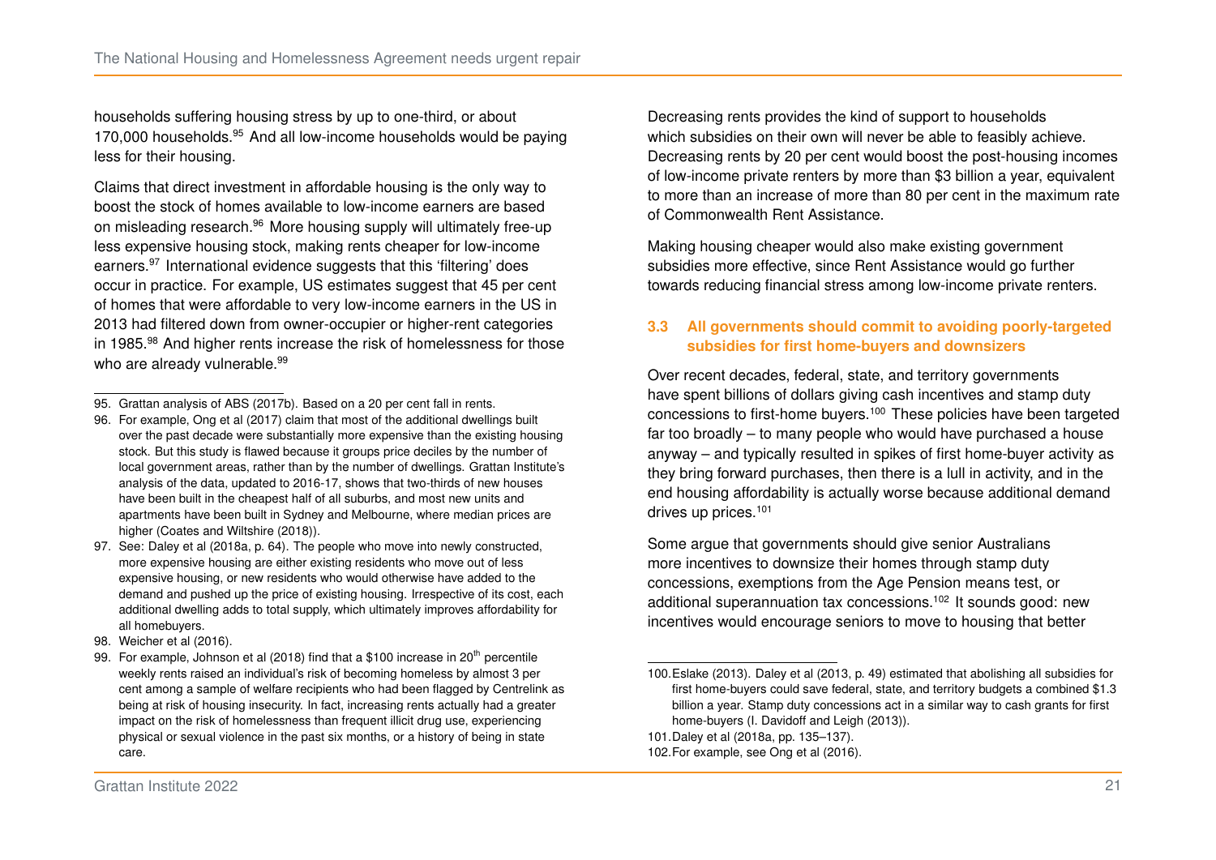households suffering housing stress by up to one-third, or about 170,000 households.[95] And all low-income households would be paying less for their housing.

Claims that direct investment in affordable housing is the only way to boost the stock of homes available to low-income earners are based on misleading research.[96] More housing supply will ultimately free-up less expensive housing stock, making rents cheaper for low-income earners.[97] International evidence suggests that this 'filtering' does occur in practice. For example, US estimates suggest that 45 per cent of homes that were affordable to very low-income earners in the US in 2013 had filtered down from owner-occupier or higher-rent categories in 1985.[98] And higher rents increase the risk of homelessness for those who are already vulnerable.[99]

Decreasing rents provides the kind of support to households which subsidies on their own will never be able to feasibly achieve. Decreasing rents by 20 per cent would boost the post-housing incomes of low-income private renters by more than $3 billion a year, equivalent to more than an increase of more than 80 per cent in the maximum rate of Commonwealth Rent Assistance.

Making housing cheaper would also make existing government subsidies more effective, since Rent Assistance would go further towards reducing financial stress among low-income private renters.

### 3.3 All governments should commit to avoiding poorly-targeted subsidies for first home-buyers and downsizers

Over recent decades, federal, state, and territory governments have spent billions of dollars giving cash incentives and stamp duty concessions to first-home buyers.[100] These policies have been targeted far too broadly – to many people who would have purchased a house anyway – and typically resulted in spikes of first home-buyer activity as they bring forward purchases, then there is a lull in activity, and in the end housing affordability is actually worse because additional demand drives up prices.[101]

Some argue that governments should give senior Australians more incentives to downsize their homes through stamp duty concessions, exemptions from the Age Pension means test, or additional superannuation tax concessions.[102] It sounds good: new incentives would encourage seniors to move to housing that better

---

95. Grattan analysis of ABS (2017b). Based on a 20 per cent fall in rents.
96. For example, Ong et al (2017) claim that most of the additional dwellings built over the past decade were substantially more expensive than the existing housing stock. But this study is flawed because it groups price deciles by the number of local government areas, rather than by the number of dwellings. Grattan Institute's analysis of the data, updated to 2016-17, shows that two-thirds of new houses have been built in the cheapest half of all suburbs, and most new units and apartments have been built in Sydney and Melbourne, where median prices are higher (Coates and Wiltshire (2018)).
97. See: Daley et al (2018a, p. 64). The people who move into newly constructed, more expensive housing are either existing residents who move out of less expensive housing, or new residents who would otherwise have added to the demand and pushed up the price of existing housing. Irrespective of its cost, each additional dwelling adds to total supply, which ultimately improves affordability for all homebuyers.
98. Weicher et al (2016).
99. For example, Johnson et al (2018) find that a $100 increase in 20th percentile weekly rents raised an individual's risk of becoming homeless by almost 3 per cent among a sample of welfare recipients who had been flagged by Centrelink as being at risk of housing insecurity. In fact, increasing rents actually had a greater impact on the risk of homelessness than frequent illicit drug use, experiencing physical or sexual violence in the past six months, or a history of being in state care.
100. Eslake (2013). Daley et al (2013, p. 49) estimated that abolishing all subsidies for first home-buyers could save federal, state, and territory budgets a combined $1.3 billion a year. Stamp duty concessions act in a similar way to cash grants for first home-buyers (I. Davidoff and Leigh (2013)).
101. Daley et al (2018a, pp. 135–137).
102. For example, see Ong et al (2016).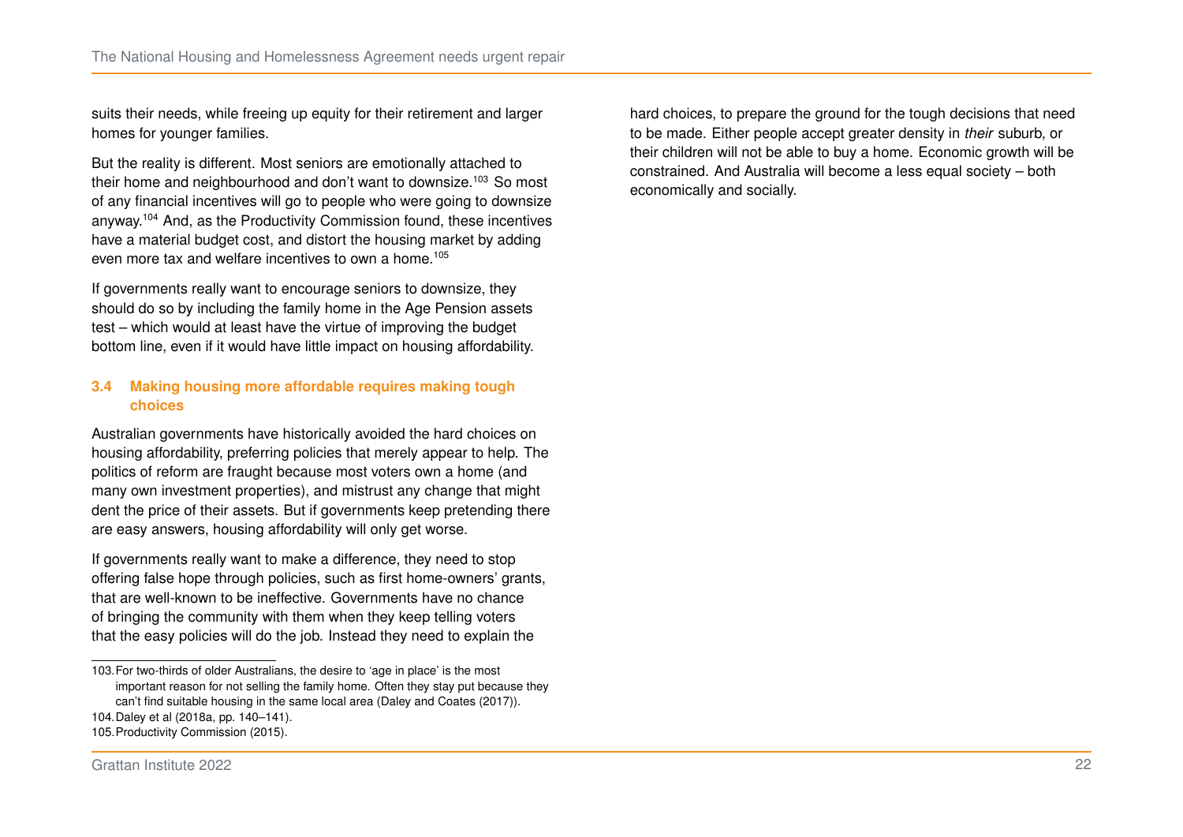suits their needs, while freeing up equity for their retirement and larger homes for younger families.

But the reality is different. Most seniors are emotionally attached to their home and neighbourhood and don't want to downsize.[103] So most of any financial incentives will go to people who were going to downsize anyway.[104] And, as the Productivity Commission found, these incentives have a material budget cost, and distort the housing market by adding even more tax and welfare incentives to own a home.[105]

If governments really want to encourage seniors to downsize, they should do so by including the family home in the Age Pension assets test – which would at least have the virtue of improving the budget bottom line, even if it would have little impact on housing affordability.

### 3.4 Making housing more affordable requires making tough choices

Australian governments have historically avoided the hard choices on housing affordability, preferring policies that merely appear to help. The politics of reform are fraught because most voters own a home (and many own investment properties), and mistrust any change that might dent the price of their assets. But if governments keep pretending there are easy answers, housing affordability will only get worse.

If governments really want to make a difference, they need to stop offering false hope through policies, such as first home-owners' grants, that are well-known to be ineffective. Governments have no chance of bringing the community with them when they keep telling voters that the easy policies will do the job. Instead they need to explain the hard choices, to prepare the ground for the tough decisions that need to be made. Either people accept greater density in *their* suburb, or their children will not be able to buy a home. Economic growth will be constrained. And Australia will become a less equal society – both economically and socially.

---

103. For two-thirds of older Australians, the desire to 'age in place' is the most important reason for not selling the family home. Often they stay put because they can't find suitable housing in the same local area (Daley and Coates (2017)).
104. Daley et al (2018a, pp. 140–141).
105. Productivity Commission (2015).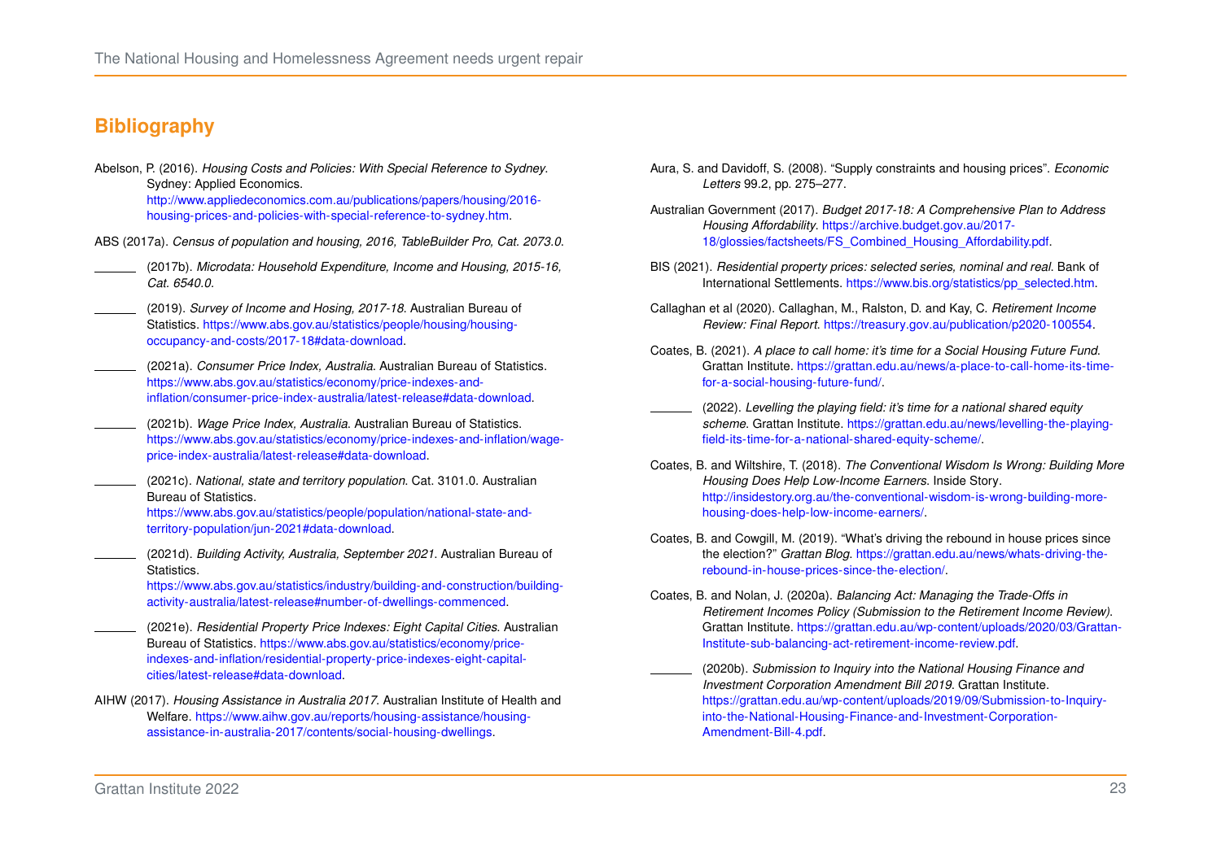## Bibliography

Abelson, P. (2016). *Housing Costs and Policies: With Special Reference to Sydney*. Sydney: Applied Economics. http://www.appliedeconomics.com.au/publications/papers/housing/2016-housing-prices-and-policies-with-special-reference-to-sydney.htm.

ABS (2017a). *Census of population and housing, 2016, TableBuilder Pro, Cat. 2073.0*.

______ (2017b). *Microdata: Household Expenditure, Income and Housing, 2015-16, Cat. 6540.0*.

______ (2019). *Survey of Income and Hosing, 2017-18*. Australian Bureau of Statistics. https://www.abs.gov.au/statistics/people/housing/housing-occupancy-and-costs/2017-18#data-download.

______ (2021a). *Consumer Price Index, Australia*. Australian Bureau of Statistics. https://www.abs.gov.au/statistics/economy/price-indexes-and-inflation/consumer-price-index-australia/latest-release#data-download.

______ (2021b). *Wage Price Index, Australia*. Australian Bureau of Statistics. https://www.abs.gov.au/statistics/economy/price-indexes-and-inflation/wage-price-index-australia/latest-release#data-download.

______ (2021c). *National, state and territory population*. Cat. 3101.0. Australian Bureau of Statistics. https://www.abs.gov.au/statistics/people/population/national-state-and-territory-population/jun-2021#data-download.

______ (2021d). *Building Activity, Australia, September 2021*. Australian Bureau of Statistics. https://www.abs.gov.au/statistics/industry/building-and-construction/building-activity-australia/latest-release#number-of-dwellings-commenced.

______ (2021e). *Residential Property Price Indexes: Eight Capital Cities*. Australian Bureau of Statistics. https://www.abs.gov.au/statistics/economy/price-indexes-and-inflation/residential-property-price-indexes-eight-capital-cities/latest-release#data-download.

AIHW (2017). *Housing Assistance in Australia 2017*. Australian Institute of Health and Welfare. https://www.aihw.gov.au/reports/housing-assistance/housing-assistance-in-australia-2017/contents/social-housing-dwellings.

Aura, S. and Davidoff, S. (2008). "Supply constraints and housing prices". *Economic Letters* 99.2, pp. 275–277.

Australian Government (2017). *Budget 2017-18: A Comprehensive Plan to Address Housing Affordability*. https://archive.budget.gov.au/2017-18/glossies/factsheets/FS_Combined_Housing_Affordability.pdf.

BIS (2021). *Residential property prices: selected series, nominal and real*. Bank of International Settlements. https://www.bis.org/statistics/pp_selected.htm.

Callaghan et al (2020). Callaghan, M., Ralston, D. and Kay, C. *Retirement Income Review: Final Report*. https://treasury.gov.au/publication/p2020-100554.

Coates, B. (2021). *A place to call home: it's time for a Social Housing Future Fund*. Grattan Institute. https://grattan.edu.au/news/a-place-to-call-home-its-time-for-a-social-housing-future-fund/.

______ (2022). *Levelling the playing field: it's time for a national shared equity scheme*. Grattan Institute. https://grattan.edu.au/news/levelling-the-playing-field-its-time-for-a-national-shared-equity-scheme/.

Coates, B. and Wiltshire, T. (2018). *The Conventional Wisdom Is Wrong: Building More Housing Does Help Low-Income Earners*. Inside Story. http://insidestory.org.au/the-conventional-wisdom-is-wrong-building-more-housing-does-help-low-income-earners/.

Coates, B. and Cowgill, M. (2019). "What's driving the rebound in house prices since the election?" *Grattan Blog*. https://grattan.edu.au/news/whats-driving-the-rebound-in-house-prices-since-the-election/.

Coates, B. and Nolan, J. (2020a). *Balancing Act: Managing the Trade-Offs in Retirement Incomes Policy (Submission to the Retirement Income Review)*. Grattan Institute. https://grattan.edu.au/wp-content/uploads/2020/03/Grattan-Institute-sub-balancing-act-retirement-income-review.pdf.

______ (2020b). *Submission to Inquiry into the National Housing Finance and Investment Corporation Amendment Bill 2019*. Grattan Institute. https://grattan.edu.au/wp-content/uploads/2019/09/Submission-to-Inquiry-into-the-National-Housing-Finance-and-Investment-Corporation-Amendment-Bill-4.pdf.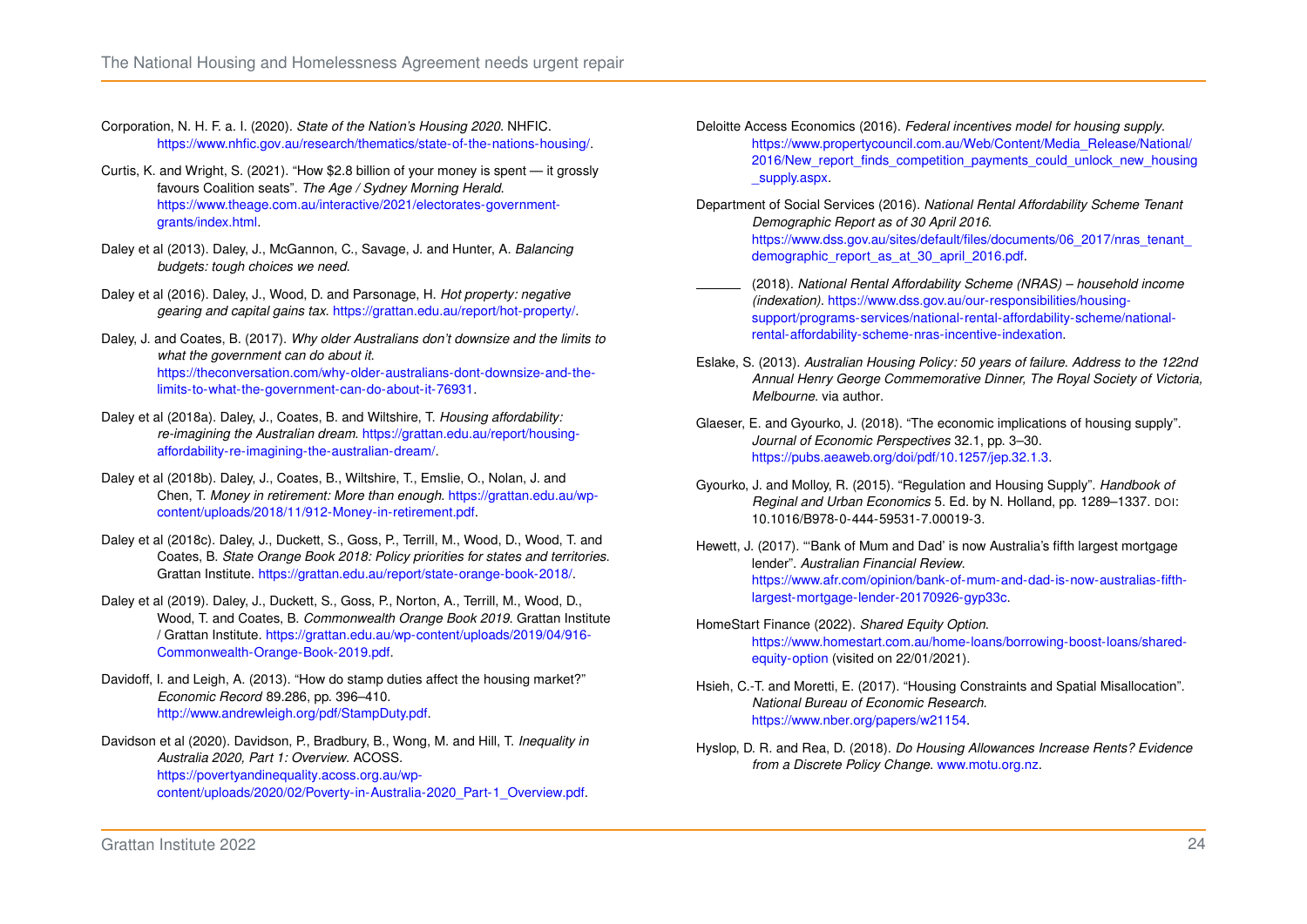Corporation, N. H. F. a. I. (2020). *State of the Nation's Housing 2020*. NHFIC. https://www.nhfic.gov.au/research/thematics/state-of-the-nations-housing/.

Curtis, K. and Wright, S. (2021). "How $2.8 billion of your money is spent — it grossly favours Coalition seats". *The Age / Sydney Morning Herald*. https://www.theage.com.au/interactive/2021/electorates-government-grants/index.html.

Daley et al (2013). Daley, J., McGannon, C., Savage, J. and Hunter, A. *Balancing budgets: tough choices we need*.

Daley et al (2016). Daley, J., Wood, D. and Parsonage, H. *Hot property: negative gearing and capital gains tax*. https://grattan.edu.au/report/hot-property/.

Daley, J. and Coates, B. (2017). *Why older Australians don't downsize and the limits to what the government can do about it*. https://theconversation.com/why-older-australians-dont-downsize-and-the-limits-to-what-the-government-can-do-about-it-76931.

Daley et al (2018a). Daley, J., Coates, B. and Wiltshire, T. *Housing affordability: re-imagining the Australian dream*. https://grattan.edu.au/report/housing-affordability-re-imagining-the-australian-dream/.

Daley et al (2018b). Daley, J., Coates, B., Wiltshire, T., Emslie, O., Nolan, J. and Chen, T. *Money in retirement: More than enough*. https://grattan.edu.au/wp-content/uploads/2018/11/912-Money-in-retirement.pdf.

Daley et al (2018c). Daley, J., Duckett, S., Goss, P., Terrill, M., Wood, D., Wood, T. and Coates, B. *State Orange Book 2018: Policy priorities for states and territories*. Grattan Institute. https://grattan.edu.au/report/state-orange-book-2018/.

Daley et al (2019). Daley, J., Duckett, S., Goss, P., Norton, A., Terrill, M., Wood, D., Wood, T. and Coates, B. *Commonwealth Orange Book 2019*. Grattan Institute / Grattan Institute. https://grattan.edu.au/wp-content/uploads/2019/04/916-Commonwealth-Orange-Book-2019.pdf.

Davidoff, I. and Leigh, A. (2013). "How do stamp duties affect the housing market?" *Economic Record* 89.286, pp. 396–410. http://www.andrewleigh.org/pdf/StampDuty.pdf.

Davidson et al (2020). Davidson, P., Bradbury, B., Wong, M. and Hill, T. *Inequality in Australia 2020, Part 1: Overview*. ACOSS. https://povertyandinequality.acoss.org.au/wp-content/uploads/2020/02/Poverty-in-Australia-2020_Part-1_Overview.pdf.

Deloitte Access Economics (2016). *Federal incentives model for housing supply*. https://www.propertycouncil.com.au/Web/Content/Media_Release/National/2016/New_report_finds_competition_payments_could_unlock_new_housing_supply.aspx.

Department of Social Services (2016). *National Rental Affordability Scheme Tenant Demographic Report as of 30 April 2016*. https://www.dss.gov.au/sites/default/files/documents/06_2017/nras_tenant_demographic_report_as_at_30_april_2016.pdf.

——— (2018). *National Rental Affordability Scheme (NRAS) – household income (indexation)*. https://www.dss.gov.au/our-responsibilities/housing-support/programs-services/national-rental-affordability-scheme/national-rental-affordability-scheme-nras-incentive-indexation.

Eslake, S. (2013). *Australian Housing Policy: 50 years of failure. Address to the 122nd Annual Henry George Commemorative Dinner, The Royal Society of Victoria, Melbourne*. via author.

Glaeser, E. and Gyourko, J. (2018). "The economic implications of housing supply". *Journal of Economic Perspectives* 32.1, pp. 3–30. https://pubs.aeaweb.org/doi/pdf/10.1257/jep.32.1.3.

Gyourko, J. and Molloy, R. (2015). "Regulation and Housing Supply". *Handbook of Regional and Urban Economics* 5. Ed. by N. Holland, pp. 1289–1337. DOI: 10.1016/B978-0-444-59531-7.00019-3.

Hewett, J. (2017). "'Bank of Mum and Dad' is now Australia's fifth largest mortgage lender". *Australian Financial Review*. https://www.afr.com/opinion/bank-of-mum-and-dad-is-now-australias-fifth-largest-mortgage-lender-20170926-gyp33c.

HomeStart Finance (2022). *Shared Equity Option*. https://www.homestart.com.au/home-loans/borrowing-boost-loans/shared-equity-option (visited on 22/01/2021).

Hsieh, C.-T. and Moretti, E. (2017). "Housing Constraints and Spatial Misallocation". *National Bureau of Economic Research*. https://www.nber.org/papers/w21154.

Hyslop, D. R. and Rea, D. (2018). *Do Housing Allowances Increase Rents? Evidence from a Discrete Policy Change*. www.motu.org.nz.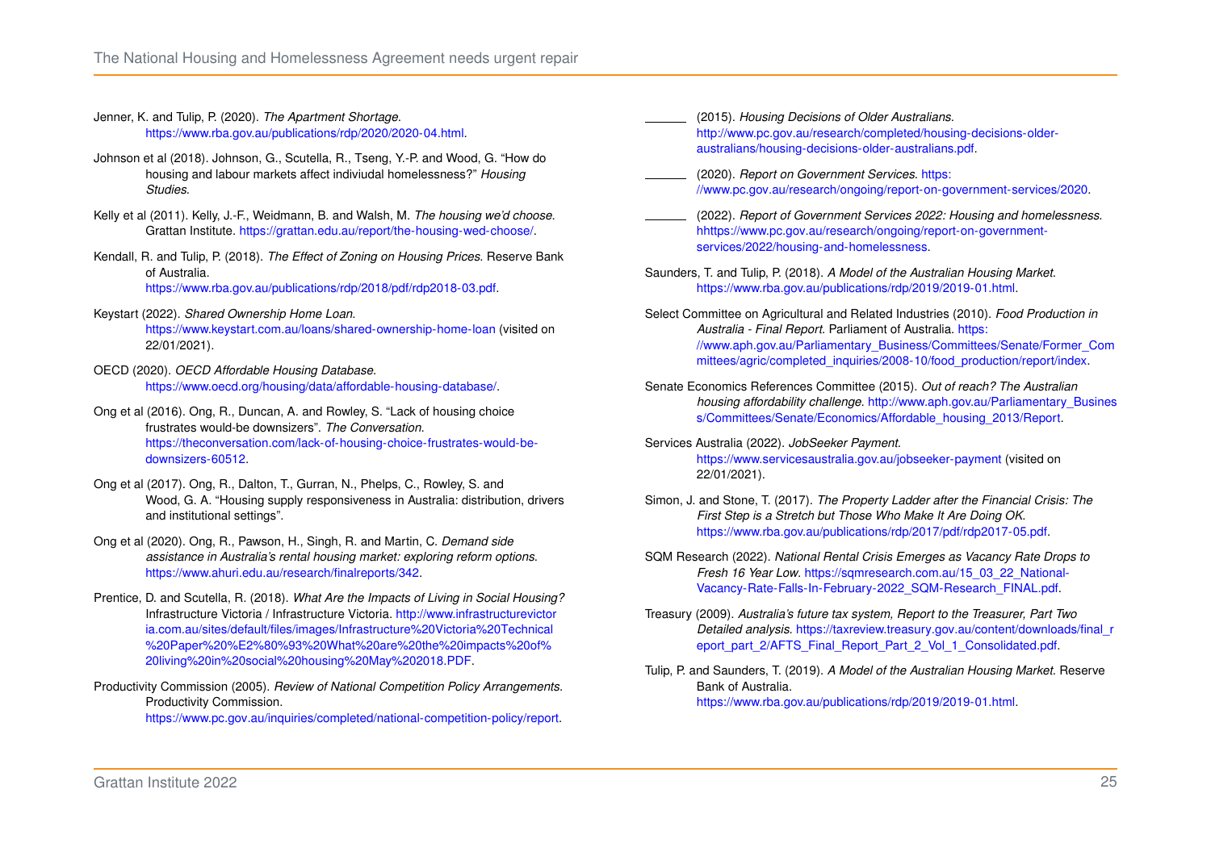Jenner, K. and Tulip, P. (2020). *The Apartment Shortage*. https://www.rba.gov.au/publications/rdp/2020/2020-04.html.

Johnson et al (2018). Johnson, G., Scutella, R., Tseng, Y.-P. and Wood, G. "How do housing and labour markets affect indiviudal homelessness?" *Housing Studies*.

Kelly et al (2011). Kelly, J.-F., Weidmann, B. and Walsh, M. *The housing we'd choose*. Grattan Institute. https://grattan.edu.au/report/the-housing-wed-choose/.

Kendall, R. and Tulip, P. (2018). *The Effect of Zoning on Housing Prices*. Reserve Bank of Australia. https://www.rba.gov.au/publications/rdp/2018/pdf/rdp2018-03.pdf.

Keystart (2022). *Shared Ownership Home Loan*. https://www.keystart.com.au/loans/shared-ownership-home-loan (visited on 22/01/2021).

OECD (2020). *OECD Affordable Housing Database*. https://www.oecd.org/housing/data/affordable-housing-database/.

Ong et al (2016). Ong, R., Duncan, A. and Rowley, S. "Lack of housing choice frustrates would-be downsizers". *The Conversation*. https://theconversation.com/lack-of-housing-choice-frustrates-would-be-downsizers-60512.

Ong et al (2017). Ong, R., Dalton, T., Gurran, N., Phelps, C., Rowley, S. and Wood, G. A. "Housing supply responsiveness in Australia: distribution, drivers and institutional settings".

Ong et al (2020). Ong, R., Pawson, H., Singh, R. and Martin, C. *Demand side assistance in Australia's rental housing market: exploring reform options*. https://www.ahuri.edu.au/research/finalreports/342.

Prentice, D. and Scutella, R. (2018). *What Are the Impacts of Living in Social Housing?* Infrastructure Victoria / Infrastructure Victoria. http://www.infrastructurevictoria.com.au/sites/default/files/images/Infrastructure%20Victoria%20Technical%20Paper%20%E2%80%93%20What%20are%20the%20impacts%20of%20living%20in%20social%20housing%20May%202018.PDF.

Productivity Commission (2005). *Review of National Competition Policy Arrangements*. Productivity Commission. https://www.pc.gov.au/inquiries/completed/national-competition-policy/report.

______ (2015). *Housing Decisions of Older Australians*. http://www.pc.gov.au/research/completed/housing-decisions-older-australians/housing-decisions-older-australians.pdf.

______ (2020). *Report on Government Services*. https://www.pc.gov.au/research/ongoing/report-on-government-services/2020.

______ (2022). *Report of Government Services 2022: Housing and homelessness*. hhttps://www.pc.gov.au/research/ongoing/report-on-government-services/2022/housing-and-homelessness.

Saunders, T. and Tulip, P. (2018). *A Model of the Australian Housing Market*. https://www.rba.gov.au/publications/rdp/2019/2019-01.html.

Select Committee on Agricultural and Related Industries (2010). *Food Production in Australia - Final Report*. Parliament of Australia. https://www.aph.gov.au/Parliamentary_Business/Committees/Senate/Former_Committees/agric/completed_inquiries/2008-10/food_production/report/index.

Senate Economics References Committee (2015). *Out of reach? The Australian housing affordability challenge*. http://www.aph.gov.au/Parliamentary_Business/Committees/Senate/Economics/Affordable_housing_2013/Report.

Services Australia (2022). *JobSeeker Payment*. https://www.servicesaustralia.gov.au/jobseeker-payment (visited on 22/01/2021).

Simon, J. and Stone, T. (2017). *The Property Ladder after the Financial Crisis: The First Step is a Stretch but Those Who Make It Are Doing OK*. https://www.rba.gov.au/publications/rdp/2017/pdf/rdp2017-05.pdf.

SQM Research (2022). *National Rental Crisis Emerges as Vacancy Rate Drops to Fresh 16 Year Low*. https://sqmresearch.com.au/15_03_22_National-Vacancy-Rate-Falls-In-February-2022_SQM-Research_FINAL.pdf.

Treasury (2009). *Australia's future tax system, Report to the Treasurer, Part Two Detailed analysis*. https://taxreview.treasury.gov.au/content/downloads/final_report_part_2/AFTS_Final_Report_Part_2_Vol_1_Consolidated.pdf.

Tulip, P. and Saunders, T. (2019). *A Model of the Australian Housing Market*. Reserve Bank of Australia. https://www.rba.gov.au/publications/rdp/2019/2019-01.html.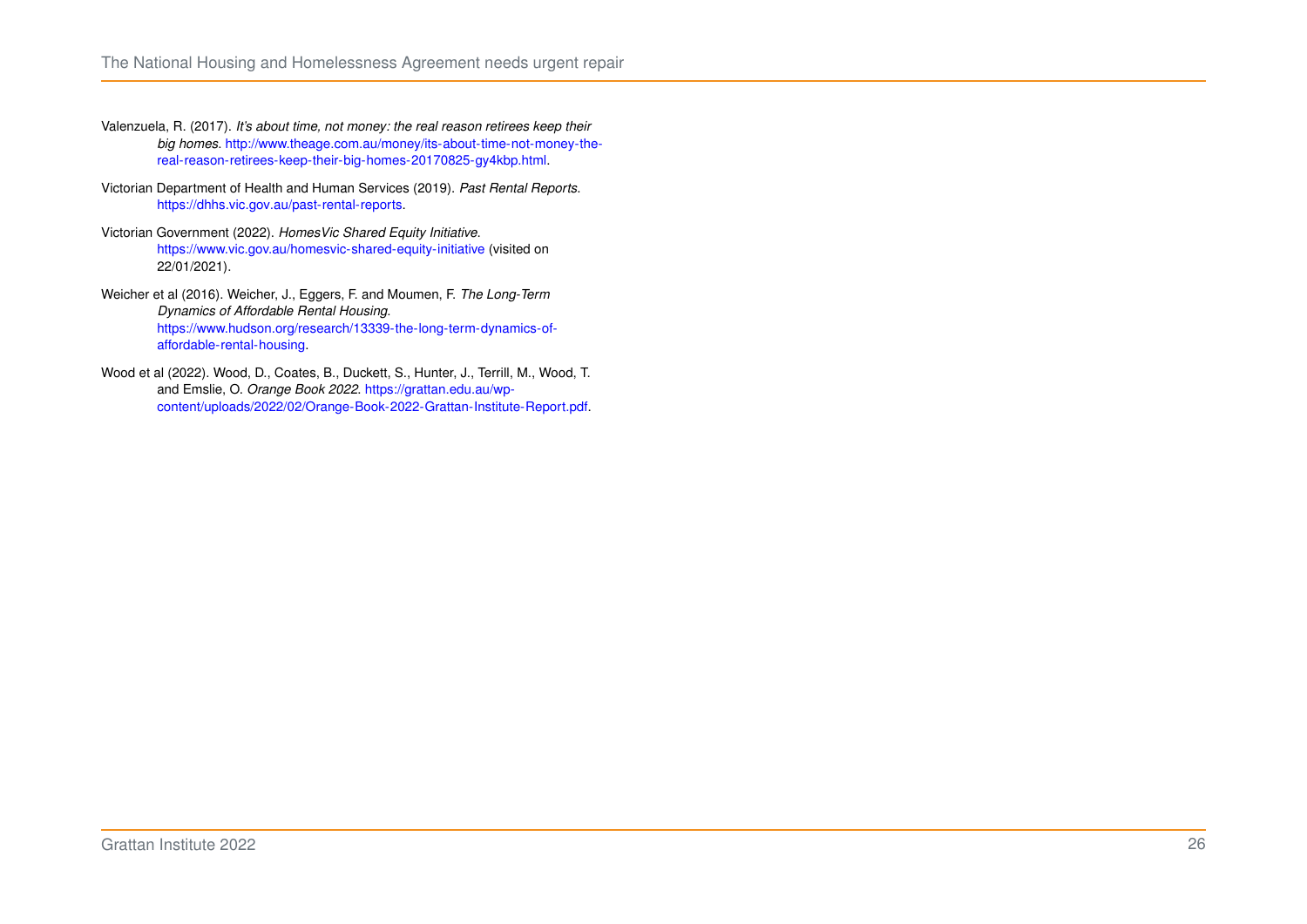Valenzuela, R. (2017). *It's about time, not money: the real reason retirees keep their big homes*. http://www.theage.com.au/money/its-about-time-not-money-the-real-reason-retirees-keep-their-big-homes-20170825-gy4kbp.html.

Victorian Department of Health and Human Services (2019). *Past Rental Reports*. https://dhhs.vic.gov.au/past-rental-reports.

Victorian Government (2022). *HomesVic Shared Equity Initiative*. https://www.vic.gov.au/homesvic-shared-equity-initiative (visited on 22/01/2021).

Weicher et al (2016). Weicher, J., Eggers, F. and Moumen, F. *The Long-Term Dynamics of Affordable Rental Housing*. https://www.hudson.org/research/13339-the-long-term-dynamics-of-affordable-rental-housing.

Wood et al (2022). Wood, D., Coates, B., Duckett, S., Hunter, J., Terrill, M., Wood, T. and Emslie, O. *Orange Book 2022*. https://grattan.edu.au/wp-content/uploads/2022/02/Orange-Book-2022-Grattan-Institute-Report.pdf.